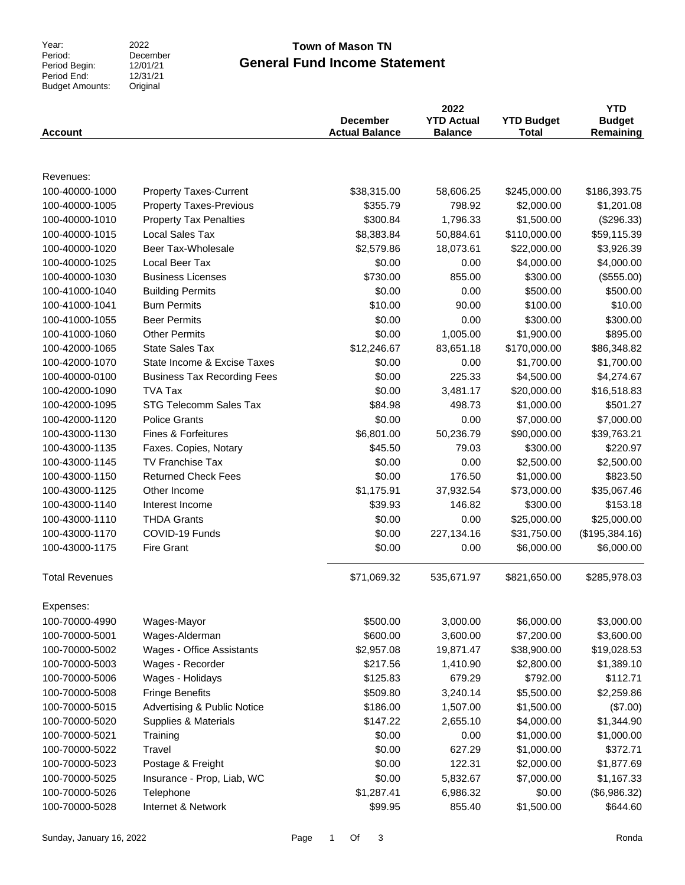Year: 2022
Period: December
Period Begin: 12/01/21
Period End: 12/31/21
Budget Amounts: Original

# Town of Mason TN
## General Fund Income Statement

| Account | | December Actual Balance | 2022 YTD Actual Balance | YTD Budget Total | YTD Budget Remaining |
|---|---|---|---|---|---|
| Revenues: | | | | | |
| 100-40000-1000 | Property Taxes-Current | $38,315.00 | 58,606.25 | $245,000.00 | $186,393.75 |
| 100-40000-1005 | Property Taxes-Previous | $355.79 | 798.92 | $2,000.00 | $1,201.08 |
| 100-40000-1010 | Property Tax Penalties | $300.84 | 1,796.33 | $1,500.00 | ($296.33) |
| 100-40000-1015 | Local Sales Tax | $8,383.84 | 50,884.61 | $110,000.00 | $59,115.39 |
| 100-40000-1020 | Beer Tax-Wholesale | $2,579.86 | 18,073.61 | $22,000.00 | $3,926.39 |
| 100-40000-1025 | Local Beer Tax | $0.00 | 0.00 | $4,000.00 | $4,000.00 |
| 100-40000-1030 | Business Licenses | $730.00 | 855.00 | $300.00 | ($555.00) |
| 100-41000-1040 | Building Permits | $0.00 | 0.00 | $500.00 | $500.00 |
| 100-41000-1041 | Burn Permits | $10.00 | 90.00 | $100.00 | $10.00 |
| 100-41000-1055 | Beer Permits | $0.00 | 0.00 | $300.00 | $300.00 |
| 100-41000-1060 | Other Permits | $0.00 | 1,005.00 | $1,900.00 | $895.00 |
| 100-42000-1065 | State Sales Tax | $12,246.67 | 83,651.18 | $170,000.00 | $86,348.82 |
| 100-42000-1070 | State Income & Excise Taxes | $0.00 | 0.00 | $1,700.00 | $1,700.00 |
| 100-40000-0100 | Business Tax Recording Fees | $0.00 | 225.33 | $4,500.00 | $4,274.67 |
| 100-42000-1090 | TVA Tax | $0.00 | 3,481.17 | $20,000.00 | $16,518.83 |
| 100-42000-1095 | STG Telecomm Sales Tax | $84.98 | 498.73 | $1,000.00 | $501.27 |
| 100-42000-1120 | Police Grants | $0.00 | 0.00 | $7,000.00 | $7,000.00 |
| 100-43000-1130 | Fines & Forfeitures | $6,801.00 | 50,236.79 | $90,000.00 | $39,763.21 |
| 100-43000-1135 | Faxes. Copies, Notary | $45.50 | 79.03 | $300.00 | $220.97 |
| 100-43000-1145 | TV Franchise Tax | $0.00 | 0.00 | $2,500.00 | $2,500.00 |
| 100-43000-1150 | Returned Check Fees | $0.00 | 176.50 | $1,000.00 | $823.50 |
| 100-43000-1125 | Other Income | $1,175.91 | 37,932.54 | $73,000.00 | $35,067.46 |
| 100-43000-1140 | Interest Income | $39.93 | 146.82 | $300.00 | $153.18 |
| 100-43000-1110 | THDA Grants | $0.00 | 0.00 | $25,000.00 | $25,000.00 |
| 100-43000-1170 | COVID-19 Funds | $0.00 | 227,134.16 | $31,750.00 | ($195,384.16) |
| 100-43000-1175 | Fire Grant | $0.00 | 0.00 | $6,000.00 | $6,000.00 |
| Total Revenues | | $71,069.32 | 535,671.97 | $821,650.00 | $285,978.03 |
| Expenses: | | | | | |
| 100-70000-4990 | Wages-Mayor | $500.00 | 3,000.00 | $6,000.00 | $3,000.00 |
| 100-70000-5001 | Wages-Alderman | $600.00 | 3,600.00 | $7,200.00 | $3,600.00 |
| 100-70000-5002 | Wages - Office Assistants | $2,957.08 | 19,871.47 | $38,900.00 | $19,028.53 |
| 100-70000-5003 | Wages - Recorder | $217.56 | 1,410.90 | $2,800.00 | $1,389.10 |
| 100-70000-5006 | Wages - Holidays | $125.83 | 679.29 | $792.00 | $112.71 |
| 100-70000-5008 | Fringe Benefits | $509.80 | 3,240.14 | $5,500.00 | $2,259.86 |
| 100-70000-5015 | Advertising & Public Notice | $186.00 | 1,507.00 | $1,500.00 | ($7.00) |
| 100-70000-5020 | Supplies & Materials | $147.22 | 2,655.10 | $4,000.00 | $1,344.90 |
| 100-70000-5021 | Training | $0.00 | 0.00 | $1,000.00 | $1,000.00 |
| 100-70000-5022 | Travel | $0.00 | 627.29 | $1,000.00 | $372.71 |
| 100-70000-5023 | Postage & Freight | $0.00 | 122.31 | $2,000.00 | $1,877.69 |
| 100-70000-5025 | Insurance - Prop, Liab, WC | $0.00 | 5,832.67 | $7,000.00 | $1,167.33 |
| 100-70000-5026 | Telephone | $1,287.41 | 6,986.32 | $0.00 | ($6,986.32) |
| 100-70000-5028 | Internet & Network | $99.95 | 855.40 | $1,500.00 | $644.60 |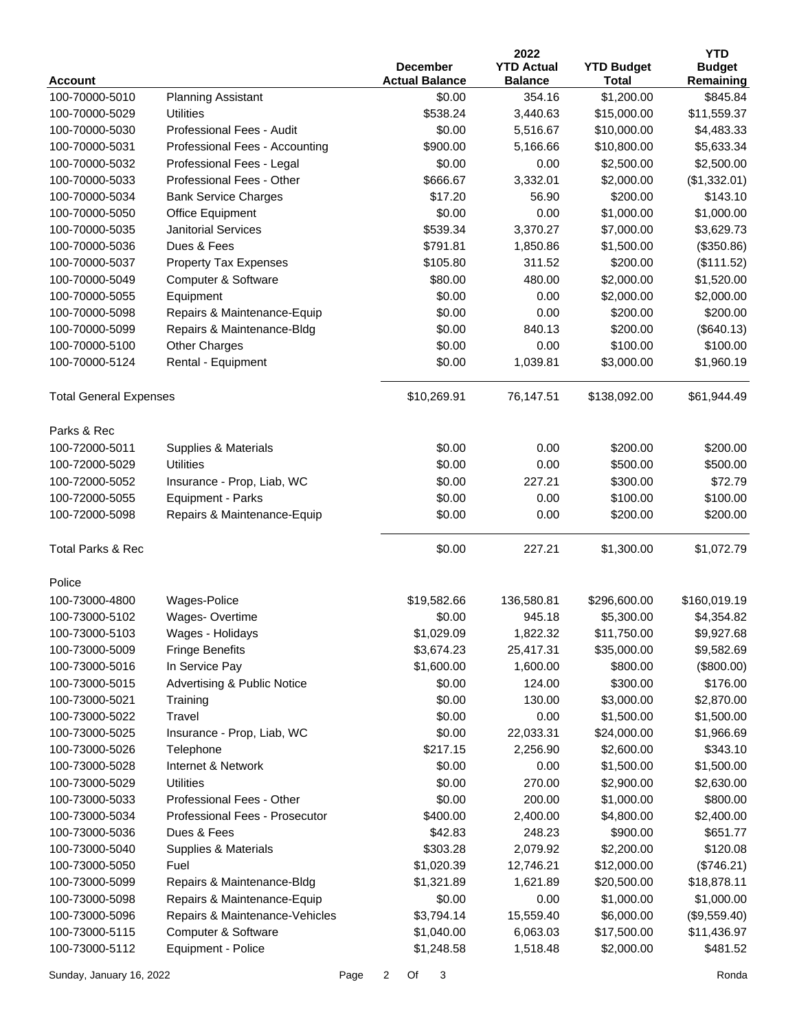| Account | | December Actual Balance | 2022 YTD Actual Balance | YTD Budget Total | YTD Budget Remaining |
|---|---|---|---|---|---|
| 100-70000-5010 | Planning Assistant | $0.00 | 354.16 | $1,200.00 | $845.84 |
| 100-70000-5029 | Utilities | $538.24 | 3,440.63 | $15,000.00 | $11,559.37 |
| 100-70000-5030 | Professional Fees - Audit | $0.00 | 5,516.67 | $10,000.00 | $4,483.33 |
| 100-70000-5031 | Professional Fees - Accounting | $900.00 | 5,166.66 | $10,800.00 | $5,633.34 |
| 100-70000-5032 | Professional Fees - Legal | $0.00 | 0.00 | $2,500.00 | $2,500.00 |
| 100-70000-5033 | Professional Fees - Other | $666.67 | 3,332.01 | $2,000.00 | ($1,332.01) |
| 100-70000-5034 | Bank Service Charges | $17.20 | 56.90 | $200.00 | $143.10 |
| 100-70000-5050 | Office Equipment | $0.00 | 0.00 | $1,000.00 | $1,000.00 |
| 100-70000-5035 | Janitorial Services | $539.34 | 3,370.27 | $7,000.00 | $3,629.73 |
| 100-70000-5036 | Dues & Fees | $791.81 | 1,850.86 | $1,500.00 | ($350.86) |
| 100-70000-5037 | Property Tax Expenses | $105.80 | 311.52 | $200.00 | ($111.52) |
| 100-70000-5049 | Computer & Software | $80.00 | 480.00 | $2,000.00 | $1,520.00 |
| 100-70000-5055 | Equipment | $0.00 | 0.00 | $2,000.00 | $2,000.00 |
| 100-70000-5098 | Repairs & Maintenance-Equip | $0.00 | 0.00 | $200.00 | $200.00 |
| 100-70000-5099 | Repairs & Maintenance-Bldg | $0.00 | 840.13 | $200.00 | ($640.13) |
| 100-70000-5100 | Other Charges | $0.00 | 0.00 | $100.00 | $100.00 |
| 100-70000-5124 | Rental - Equipment | $0.00 | 1,039.81 | $3,000.00 | $1,960.19 |
| Total General Expenses | | $10,269.91 | 76,147.51 | $138,092.00 | $61,944.49 |
| Parks & Rec | | | | | |
| 100-72000-5011 | Supplies & Materials | $0.00 | 0.00 | $200.00 | $200.00 |
| 100-72000-5029 | Utilities | $0.00 | 0.00 | $500.00 | $500.00 |
| 100-72000-5052 | Insurance - Prop, Liab, WC | $0.00 | 227.21 | $300.00 | $72.79 |
| 100-72000-5055 | Equipment - Parks | $0.00 | 0.00 | $100.00 | $100.00 |
| 100-72000-5098 | Repairs & Maintenance-Equip | $0.00 | 0.00 | $200.00 | $200.00 |
| Total Parks & Rec | | $0.00 | 227.21 | $1,300.00 | $1,072.79 |
| Police | | | | | |
| 100-73000-4800 | Wages-Police | $19,582.66 | 136,580.81 | $296,600.00 | $160,019.19 |
| 100-73000-5102 | Wages- Overtime | $0.00 | 945.18 | $5,300.00 | $4,354.82 |
| 100-73000-5103 | Wages - Holidays | $1,029.09 | 1,822.32 | $11,750.00 | $9,927.68 |
| 100-73000-5009 | Fringe Benefits | $3,674.23 | 25,417.31 | $35,000.00 | $9,582.69 |
| 100-73000-5016 | In Service Pay | $1,600.00 | 1,600.00 | $800.00 | ($800.00) |
| 100-73000-5015 | Advertising & Public Notice | $0.00 | 124.00 | $300.00 | $176.00 |
| 100-73000-5021 | Training | $0.00 | 130.00 | $3,000.00 | $2,870.00 |
| 100-73000-5022 | Travel | $0.00 | 0.00 | $1,500.00 | $1,500.00 |
| 100-73000-5025 | Insurance - Prop, Liab, WC | $0.00 | 22,033.31 | $24,000.00 | $1,966.69 |
| 100-73000-5026 | Telephone | $217.15 | 2,256.90 | $2,600.00 | $343.10 |
| 100-73000-5028 | Internet & Network | $0.00 | 0.00 | $1,500.00 | $1,500.00 |
| 100-73000-5029 | Utilities | $0.00 | 270.00 | $2,900.00 | $2,630.00 |
| 100-73000-5033 | Professional Fees - Other | $0.00 | 200.00 | $1,000.00 | $800.00 |
| 100-73000-5034 | Professional Fees - Prosecutor | $400.00 | 2,400.00 | $4,800.00 | $2,400.00 |
| 100-73000-5036 | Dues & Fees | $42.83 | 248.23 | $900.00 | $651.77 |
| 100-73000-5040 | Supplies & Materials | $303.28 | 2,079.92 | $2,200.00 | $120.08 |
| 100-73000-5050 | Fuel | $1,020.39 | 12,746.21 | $12,000.00 | ($746.21) |
| 100-73000-5099 | Repairs & Maintenance-Bldg | $1,321.89 | 1,621.89 | $20,500.00 | $18,878.11 |
| 100-73000-5098 | Repairs & Maintenance-Equip | $0.00 | 0.00 | $1,000.00 | $1,000.00 |
| 100-73000-5096 | Repairs & Maintenance-Vehicles | $3,794.14 | 15,559.40 | $6,000.00 | ($9,559.40) |
| 100-73000-5115 | Computer & Software | $1,040.00 | 6,063.03 | $17,500.00 | $11,436.97 |
| 100-73000-5112 | Equipment - Police | $1,248.58 | 1,518.48 | $2,000.00 | $481.52 |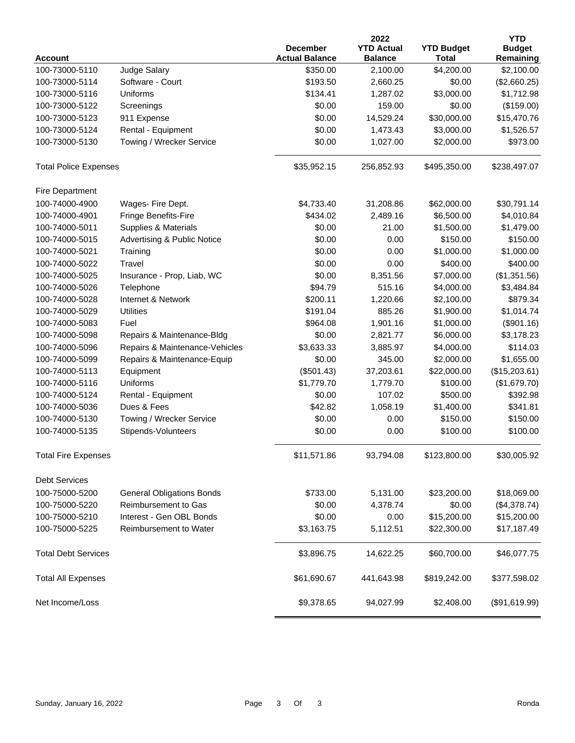| Account | | December Actual Balance | 2022 YTD Actual Balance | YTD Budget Total | YTD Budget Remaining |
|---|---|---|---|---|---|
| 100-73000-5110 | Judge Salary | $350.00 | 2,100.00 | $4,200.00 | $2,100.00 |
| 100-73000-5114 | Software - Court | $193.50 | 2,660.25 | $0.00 | ($2,660.25) |
| 100-73000-5116 | Uniforms | $134.41 | 1,287.02 | $3,000.00 | $1,712.98 |
| 100-73000-5122 | Screenings | $0.00 | 159.00 | $0.00 | ($159.00) |
| 100-73000-5123 | 911 Expense | $0.00 | 14,529.24 | $30,000.00 | $15,470.76 |
| 100-73000-5124 | Rental - Equipment | $0.00 | 1,473.43 | $3,000.00 | $1,526.57 |
| 100-73000-5130 | Towing / Wrecker Service | $0.00 | 1,027.00 | $2,000.00 | $973.00 |
| Total Police Expenses | | $35,952.15 | 256,852.93 | $495,350.00 | $238,497.07 |
| Fire Department | | | | | |
| 100-74000-4900 | Wages- Fire Dept. | $4,733.40 | 31,208.86 | $62,000.00 | $30,791.14 |
| 100-74000-4901 | Fringe Benefits-Fire | $434.02 | 2,489.16 | $6,500.00 | $4,010.84 |
| 100-74000-5011 | Supplies & Materials | $0.00 | 21.00 | $1,500.00 | $1,479.00 |
| 100-74000-5015 | Advertising & Public Notice | $0.00 | 0.00 | $150.00 | $150.00 |
| 100-74000-5021 | Training | $0.00 | 0.00 | $1,000.00 | $1,000.00 |
| 100-74000-5022 | Travel | $0.00 | 0.00 | $400.00 | $400.00 |
| 100-74000-5025 | Insurance - Prop, Liab, WC | $0.00 | 8,351.56 | $7,000.00 | ($1,351.56) |
| 100-74000-5026 | Telephone | $94.79 | 515.16 | $4,000.00 | $3,484.84 |
| 100-74000-5028 | Internet & Network | $200.11 | 1,220.66 | $2,100.00 | $879.34 |
| 100-74000-5029 | Utilities | $191.04 | 885.26 | $1,900.00 | $1,014.74 |
| 100-74000-5083 | Fuel | $964.08 | 1,901.16 | $1,000.00 | ($901.16) |
| 100-74000-5098 | Repairs & Maintenance-Bldg | $0.00 | 2,821.77 | $6,000.00 | $3,178.23 |
| 100-74000-5096 | Repairs & Maintenance-Vehicles | $3,633.33 | 3,885.97 | $4,000.00 | $114.03 |
| 100-74000-5099 | Repairs & Maintenance-Equip | $0.00 | 345.00 | $2,000.00 | $1,655.00 |
| 100-74000-5113 | Equipment | ($501.43) | 37,203.61 | $22,000.00 | ($15,203.61) |
| 100-74000-5116 | Uniforms | $1,779.70 | 1,779.70 | $100.00 | ($1,679.70) |
| 100-74000-5124 | Rental - Equipment | $0.00 | 107.02 | $500.00 | $392.98 |
| 100-74000-5036 | Dues & Fees | $42.82 | 1,058.19 | $1,400.00 | $341.81 |
| 100-74000-5130 | Towing / Wrecker Service | $0.00 | 0.00 | $150.00 | $150.00 |
| 100-74000-5135 | Stipends-Volunteers | $0.00 | 0.00 | $100.00 | $100.00 |
| Total Fire Expenses | | $11,571.86 | 93,794.08 | $123,800.00 | $30,005.92 |
| Debt Services | | | | | |
| 100-75000-5200 | General Obligations Bonds | $733.00 | 5,131.00 | $23,200.00 | $18,069.00 |
| 100-75000-5220 | Reimbursement to Gas | $0.00 | 4,378.74 | $0.00 | ($4,378.74) |
| 100-75000-5210 | Interest - Gen OBL Bonds | $0.00 | 0.00 | $15,200.00 | $15,200.00 |
| 100-75000-5225 | Reimbursement to Water | $3,163.75 | 5,112.51 | $22,300.00 | $17,187.49 |
| Total Debt Services | | $3,896.75 | 14,622.25 | $60,700.00 | $46,077.75 |
| Total All Expenses | | $61,690.67 | 441,643.98 | $819,242.00 | $377,598.02 |
| Net Income/Loss | | $9,378.65 | 94,027.99 | $2,408.00 | ($91,619.99) |

Sunday, January 16, 2022 Ronda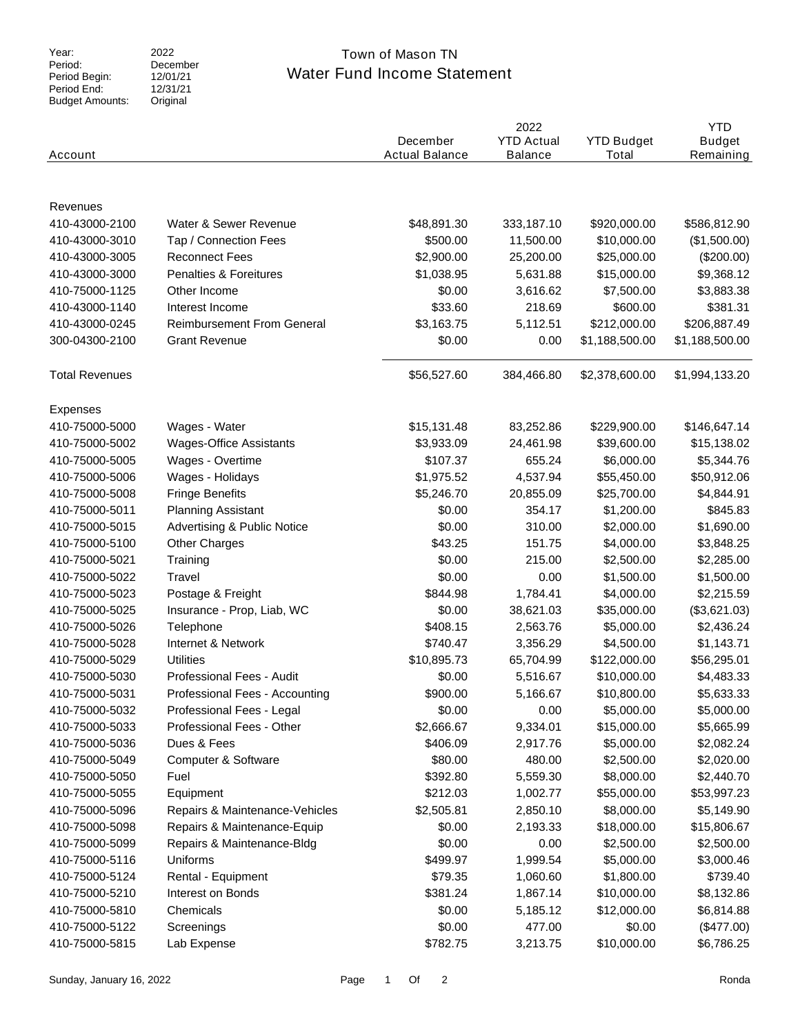Year: 2022
Period: December
Period Begin: 12/01/21
Period End: 12/31/21
Budget Amounts: Original

# Town of Mason TN

## Water Fund Income Statement

| Account | | December Actual Balance | 2022 YTD Actual Balance | YTD Budget Total | YTD Budget Remaining |
|---|---|---|---|---|---|
| **Revenues** | | | | | |
| 410-43000-2100 | Water & Sewer Revenue | $48,891.30 | 333,187.10 | $920,000.00 | $586,812.90 |
| 410-43000-3010 | Tap / Connection Fees | $500.00 | 11,500.00 | $10,000.00 | ($1,500.00) |
| 410-43000-3005 | Reconnect Fees | $2,900.00 | 25,200.00 | $25,000.00 | ($200.00) |
| 410-43000-3000 | Penalties & Foreitures | $1,038.95 | 5,631.88 | $15,000.00 | $9,368.12 |
| 410-75000-1125 | Other Income | $0.00 | 3,616.62 | $7,500.00 | $3,883.38 |
| 410-43000-1140 | Interest Income | $33.60 | 218.69 | $600.00 | $381.31 |
| 410-43000-0245 | Reimbursement From General | $3,163.75 | 5,112.51 | $212,000.00 | $206,887.49 |
| 300-04300-2100 | Grant Revenue | $0.00 | 0.00 | $1,188,500.00 | $1,188,500.00 |
| **Total Revenues** | | $56,527.60 | 384,466.80 | $2,378,600.00 | $1,994,133.20 |
| **Expenses** | | | | | |
| 410-75000-5000 | Wages - Water | $15,131.48 | 83,252.86 | $229,900.00 | $146,647.14 |
| 410-75000-5002 | Wages-Office Assistants | $3,933.09 | 24,461.98 | $39,600.00 | $15,138.02 |
| 410-75000-5005 | Wages - Overtime | $107.37 | 655.24 | $6,000.00 | $5,344.76 |
| 410-75000-5006 | Wages - Holidays | $1,975.52 | 4,537.94 | $55,450.00 | $50,912.06 |
| 410-75000-5008 | Fringe Benefits | $5,246.70 | 20,855.09 | $25,700.00 | $4,844.91 |
| 410-75000-5011 | Planning Assistant | $0.00 | 354.17 | $1,200.00 | $845.83 |
| 410-75000-5015 | Advertising & Public Notice | $0.00 | 310.00 | $2,000.00 | $1,690.00 |
| 410-75000-5100 | Other Charges | $43.25 | 151.75 | $4,000.00 | $3,848.25 |
| 410-75000-5021 | Training | $0.00 | 215.00 | $2,500.00 | $2,285.00 |
| 410-75000-5022 | Travel | $0.00 | 0.00 | $1,500.00 | $1,500.00 |
| 410-75000-5023 | Postage & Freight | $844.98 | 1,784.41 | $4,000.00 | $2,215.59 |
| 410-75000-5025 | Insurance - Prop, Liab, WC | $0.00 | 38,621.03 | $35,000.00 | ($3,621.03) |
| 410-75000-5026 | Telephone | $408.15 | 2,563.76 | $5,000.00 | $2,436.24 |
| 410-75000-5028 | Internet & Network | $740.47 | 3,356.29 | $4,500.00 | $1,143.71 |
| 410-75000-5029 | Utilities | $10,895.73 | 65,704.99 | $122,000.00 | $56,295.01 |
| 410-75000-5030 | Professional Fees - Audit | $0.00 | 5,516.67 | $10,000.00 | $4,483.33 |
| 410-75000-5031 | Professional Fees - Accounting | $900.00 | 5,166.67 | $10,800.00 | $5,633.33 |
| 410-75000-5032 | Professional Fees - Legal | $0.00 | 0.00 | $5,000.00 | $5,000.00 |
| 410-75000-5033 | Professional Fees - Other | $2,666.67 | 9,334.01 | $15,000.00 | $5,665.99 |
| 410-75000-5036 | Dues & Fees | $406.09 | 2,917.76 | $5,000.00 | $2,082.24 |
| 410-75000-5049 | Computer & Software | $80.00 | 480.00 | $2,500.00 | $2,020.00 |
| 410-75000-5050 | Fuel | $392.80 | 5,559.30 | $8,000.00 | $2,440.70 |
| 410-75000-5055 | Equipment | $212.03 | 1,002.77 | $55,000.00 | $53,997.23 |
| 410-75000-5096 | Repairs & Maintenance-Vehicles | $2,505.81 | 2,850.10 | $8,000.00 | $5,149.90 |
| 410-75000-5098 | Repairs & Maintenance-Equip | $0.00 | 2,193.33 | $18,000.00 | $15,806.67 |
| 410-75000-5099 | Repairs & Maintenance-Bldg | $0.00 | 0.00 | $2,500.00 | $2,500.00 |
| 410-75000-5116 | Uniforms | $499.97 | 1,999.54 | $5,000.00 | $3,000.46 |
| 410-75000-5124 | Rental - Equipment | $79.35 | 1,060.60 | $1,800.00 | $739.40 |
| 410-75000-5210 | Interest on Bonds | $381.24 | 1,867.14 | $10,000.00 | $8,132.86 |
| 410-75000-5810 | Chemicals | $0.00 | 5,185.12 | $12,000.00 | $6,814.88 |
| 410-75000-5122 | Screenings | $0.00 | 477.00 | $0.00 | ($477.00) |
| 410-75000-5815 | Lab Expense | $782.75 | 3,213.75 | $10,000.00 | $6,786.25 |

Sunday, January 16, 2022 — Ronda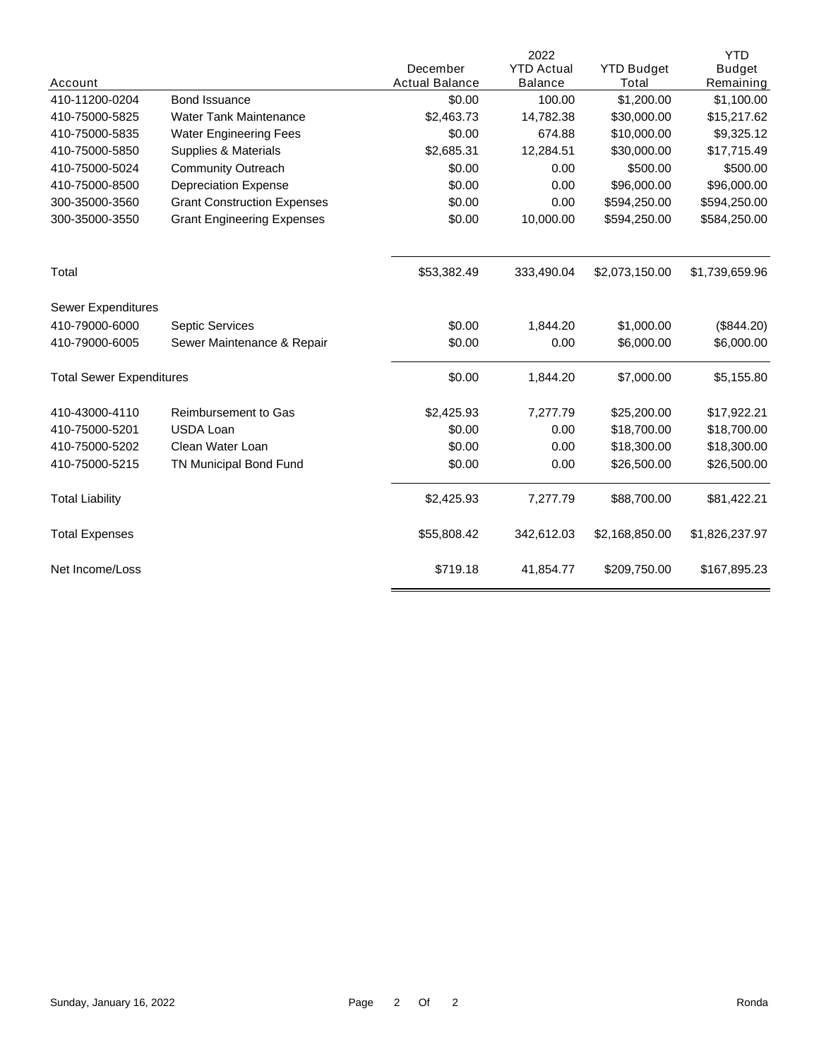| Account | | December Actual Balance | 2022 YTD Actual Balance | YTD Budget Total | YTD Budget Remaining |
|---|---|---|---|---|---|
| 410-11200-0204 | Bond Issuance | $0.00 | 100.00 | $1,200.00 | $1,100.00 |
| 410-75000-5825 | Water Tank Maintenance | $2,463.73 | 14,782.38 | $30,000.00 | $15,217.62 |
| 410-75000-5835 | Water Engineering Fees | $0.00 | 674.88 | $10,000.00 | $9,325.12 |
| 410-75000-5850 | Supplies & Materials | $2,685.31 | 12,284.51 | $30,000.00 | $17,715.49 |
| 410-75000-5024 | Community Outreach | $0.00 | 0.00 | $500.00 | $500.00 |
| 410-75000-8500 | Depreciation Expense | $0.00 | 0.00 | $96,000.00 | $96,000.00 |
| 300-35000-3560 | Grant Construction Expenses | $0.00 | 0.00 | $594,250.00 | $594,250.00 |
| 300-35000-3550 | Grant Engineering Expenses | $0.00 | 10,000.00 | $594,250.00 | $584,250.00 |
| Total | | $53,382.49 | 333,490.04 | $2,073,150.00 | $1,739,659.96 |
| Sewer Expenditures | | | | | |
| 410-79000-6000 | Septic Services | $0.00 | 1,844.20 | $1,000.00 | ($844.20) |
| 410-79000-6005 | Sewer Maintenance & Repair | $0.00 | 0.00 | $6,000.00 | $6,000.00 |
| Total Sewer Expenditures | | $0.00 | 1,844.20 | $7,000.00 | $5,155.80 |
| 410-43000-4110 | Reimbursement to Gas | $2,425.93 | 7,277.79 | $25,200.00 | $17,922.21 |
| 410-75000-5201 | USDA Loan | $0.00 | 0.00 | $18,700.00 | $18,700.00 |
| 410-75000-5202 | Clean Water Loan | $0.00 | 0.00 | $18,300.00 | $18,300.00 |
| 410-75000-5215 | TN Municipal Bond Fund | $0.00 | 0.00 | $26,500.00 | $26,500.00 |
| Total Liability | | $2,425.93 | 7,277.79 | $88,700.00 | $81,422.21 |
| Total Expenses | | $55,808.42 | 342,612.03 | $2,168,850.00 | $1,826,237.97 |
| Net Income/Loss | | $719.18 | 41,854.77 | $209,750.00 | $167,895.23 |

Sunday, January 16, 2022 Ronda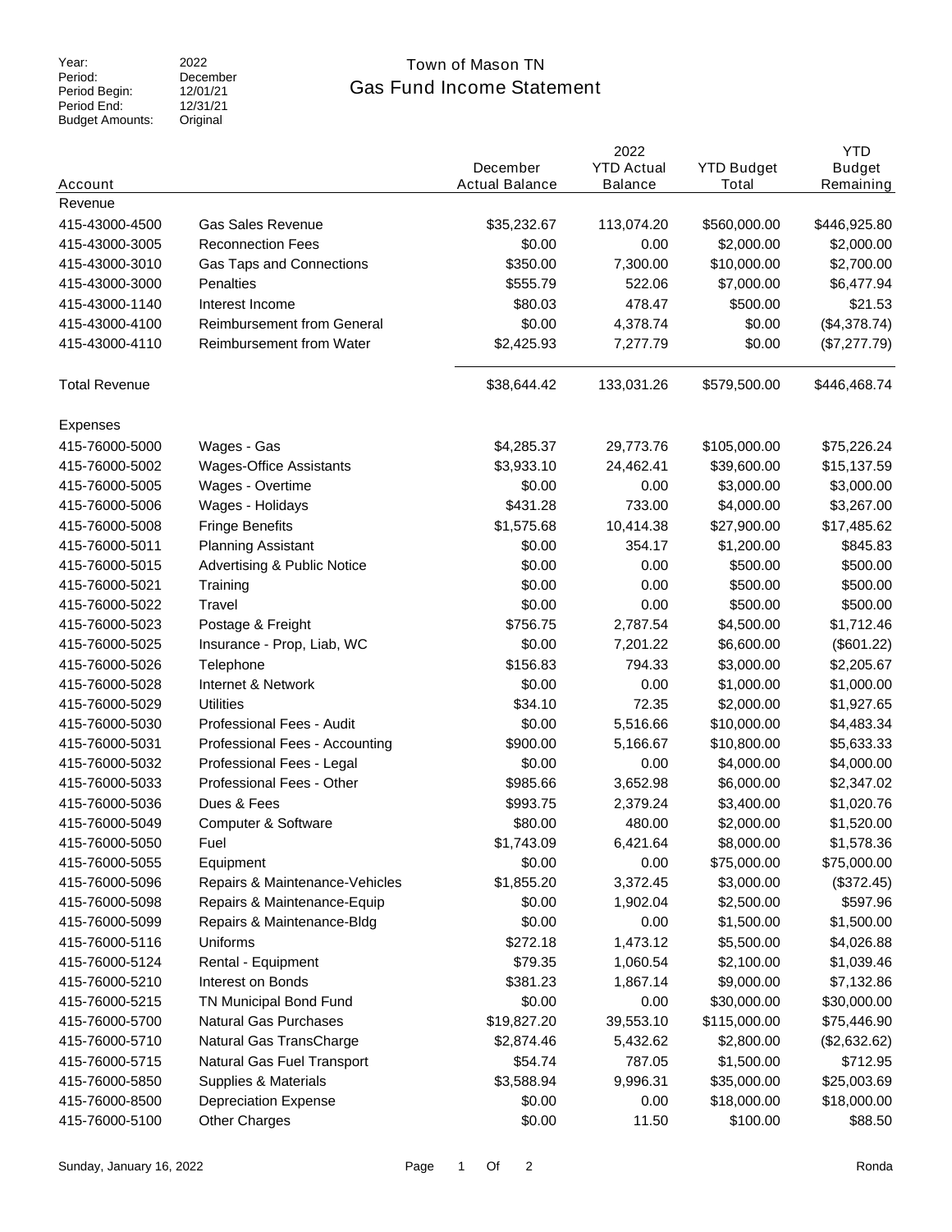Year: 2022
Period: December
Period Begin: 12/01/21
Period End: 12/31/21
Budget Amounts: Original

# Town of Mason TN

## Gas Fund Income Statement

| Account | | December Actual Balance | 2022 YTD Actual Balance | YTD Budget Total | YTD Budget Remaining |
|---|---|---|---|---|---|
| Revenue | | | | | |
| 415-43000-4500 | Gas Sales Revenue | $35,232.67 | 113,074.20 | $560,000.00 | $446,925.80 |
| 415-43000-3005 | Reconnection Fees | $0.00 | 0.00 | $2,000.00 | $2,000.00 |
| 415-43000-3010 | Gas Taps and Connections | $350.00 | 7,300.00 | $10,000.00 | $2,700.00 |
| 415-43000-3000 | Penalties | $555.79 | 522.06 | $7,000.00 | $6,477.94 |
| 415-43000-1140 | Interest Income | $80.03 | 478.47 | $500.00 | $21.53 |
| 415-43000-4100 | Reimbursement from General | $0.00 | 4,378.74 | $0.00 | ($4,378.74) |
| 415-43000-4110 | Reimbursement from Water | $2,425.93 | 7,277.79 | $0.00 | ($7,277.79) |
| Total Revenue | | $38,644.42 | 133,031.26 | $579,500.00 | $446,468.74 |
| Expenses | | | | | |
| 415-76000-5000 | Wages - Gas | $4,285.37 | 29,773.76 | $105,000.00 | $75,226.24 |
| 415-76000-5002 | Wages-Office Assistants | $3,933.10 | 24,462.41 | $39,600.00 | $15,137.59 |
| 415-76000-5005 | Wages - Overtime | $0.00 | 0.00 | $3,000.00 | $3,000.00 |
| 415-76000-5006 | Wages - Holidays | $431.28 | 733.00 | $4,000.00 | $3,267.00 |
| 415-76000-5008 | Fringe Benefits | $1,575.68 | 10,414.38 | $27,900.00 | $17,485.62 |
| 415-76000-5011 | Planning Assistant | $0.00 | 354.17 | $1,200.00 | $845.83 |
| 415-76000-5015 | Advertising & Public Notice | $0.00 | 0.00 | $500.00 | $500.00 |
| 415-76000-5021 | Training | $0.00 | 0.00 | $500.00 | $500.00 |
| 415-76000-5022 | Travel | $0.00 | 0.00 | $500.00 | $500.00 |
| 415-76000-5023 | Postage & Freight | $756.75 | 2,787.54 | $4,500.00 | $1,712.46 |
| 415-76000-5025 | Insurance - Prop, Liab, WC | $0.00 | 7,201.22 | $6,600.00 | ($601.22) |
| 415-76000-5026 | Telephone | $156.83 | 794.33 | $3,000.00 | $2,205.67 |
| 415-76000-5028 | Internet & Network | $0.00 | 0.00 | $1,000.00 | $1,000.00 |
| 415-76000-5029 | Utilities | $34.10 | 72.35 | $2,000.00 | $1,927.65 |
| 415-76000-5030 | Professional Fees - Audit | $0.00 | 5,516.66 | $10,000.00 | $4,483.34 |
| 415-76000-5031 | Professional Fees - Accounting | $900.00 | 5,166.67 | $10,800.00 | $5,633.33 |
| 415-76000-5032 | Professional Fees - Legal | $0.00 | 0.00 | $4,000.00 | $4,000.00 |
| 415-76000-5033 | Professional Fees - Other | $985.66 | 3,652.98 | $6,000.00 | $2,347.02 |
| 415-76000-5036 | Dues & Fees | $993.75 | 2,379.24 | $3,400.00 | $1,020.76 |
| 415-76000-5049 | Computer & Software | $80.00 | 480.00 | $2,000.00 | $1,520.00 |
| 415-76000-5050 | Fuel | $1,743.09 | 6,421.64 | $8,000.00 | $1,578.36 |
| 415-76000-5055 | Equipment | $0.00 | 0.00 | $75,000.00 | $75,000.00 |
| 415-76000-5096 | Repairs & Maintenance-Vehicles | $1,855.20 | 3,372.45 | $3,000.00 | ($372.45) |
| 415-76000-5098 | Repairs & Maintenance-Equip | $0.00 | 1,902.04 | $2,500.00 | $597.96 |
| 415-76000-5099 | Repairs & Maintenance-Bldg | $0.00 | 0.00 | $1,500.00 | $1,500.00 |
| 415-76000-5116 | Uniforms | $272.18 | 1,473.12 | $5,500.00 | $4,026.88 |
| 415-76000-5124 | Rental - Equipment | $79.35 | 1,060.54 | $2,100.00 | $1,039.46 |
| 415-76000-5210 | Interest on Bonds | $381.23 | 1,867.14 | $9,000.00 | $7,132.86 |
| 415-76000-5215 | TN Municipal Bond Fund | $0.00 | 0.00 | $30,000.00 | $30,000.00 |
| 415-76000-5700 | Natural Gas Purchases | $19,827.20 | 39,553.10 | $115,000.00 | $75,446.90 |
| 415-76000-5710 | Natural Gas TransCharge | $2,874.46 | 5,432.62 | $2,800.00 | ($2,632.62) |
| 415-76000-5715 | Natural Gas Fuel Transport | $54.74 | 787.05 | $1,500.00 | $712.95 |
| 415-76000-5850 | Supplies & Materials | $3,588.94 | 9,996.31 | $35,000.00 | $25,003.69 |
| 415-76000-8500 | Depreciation Expense | $0.00 | 0.00 | $18,000.00 | $18,000.00 |
| 415-76000-5100 | Other Charges | $0.00 | 11.50 | $100.00 | $88.50 |

Sunday, January 16, 2022 Ronda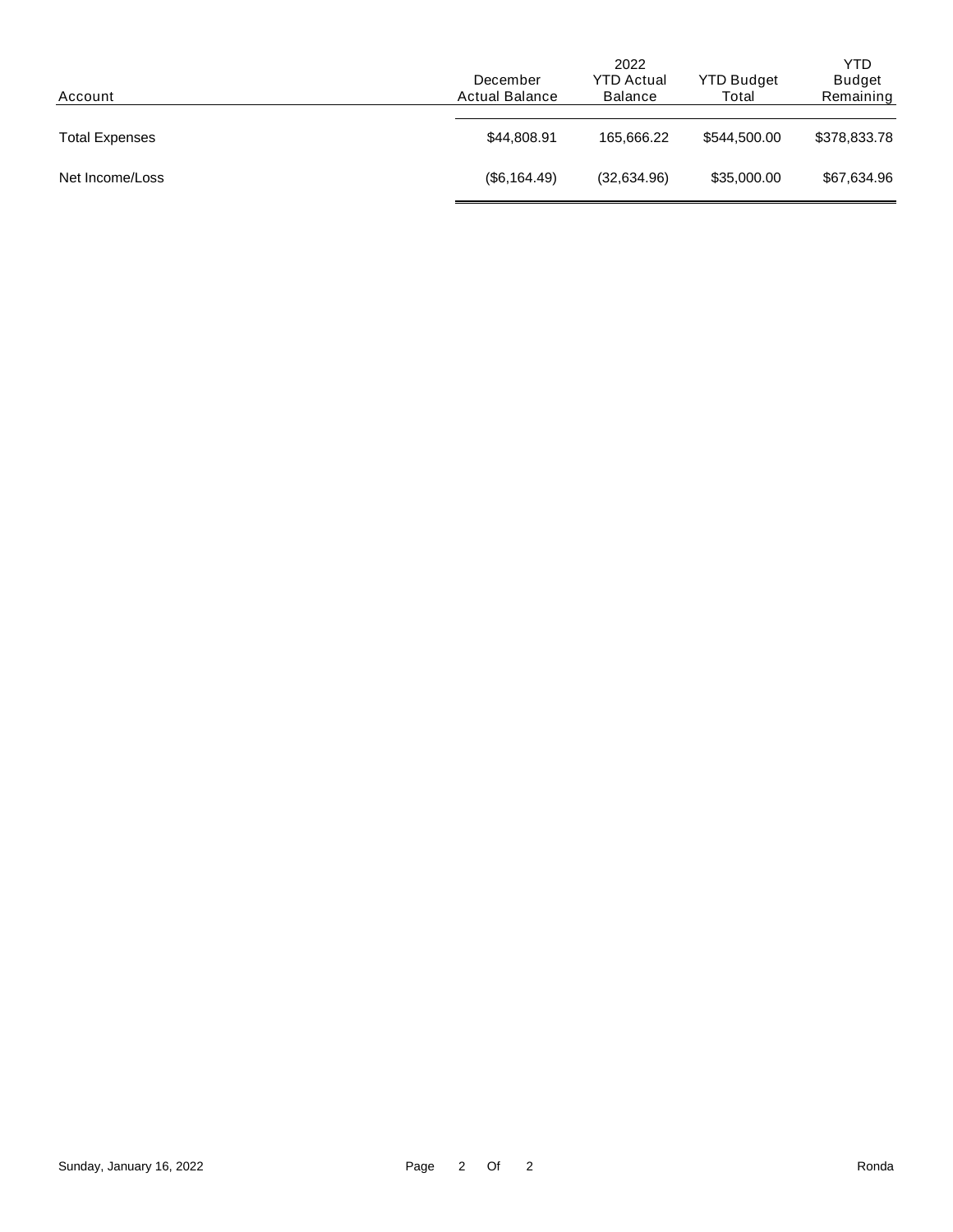| Account | December Actual Balance | 2022 YTD Actual Balance | YTD Budget Total | YTD Budget Remaining |
|---|---|---|---|---|
| Total Expenses | $44,808.91 | 165,666.22 | $544,500.00 | $378,833.78 |
| Net Income/Loss | ($6,164.49) | (32,634.96) | $35,000.00 | $67,634.96 |

Sunday, January 16, 2022

Ronda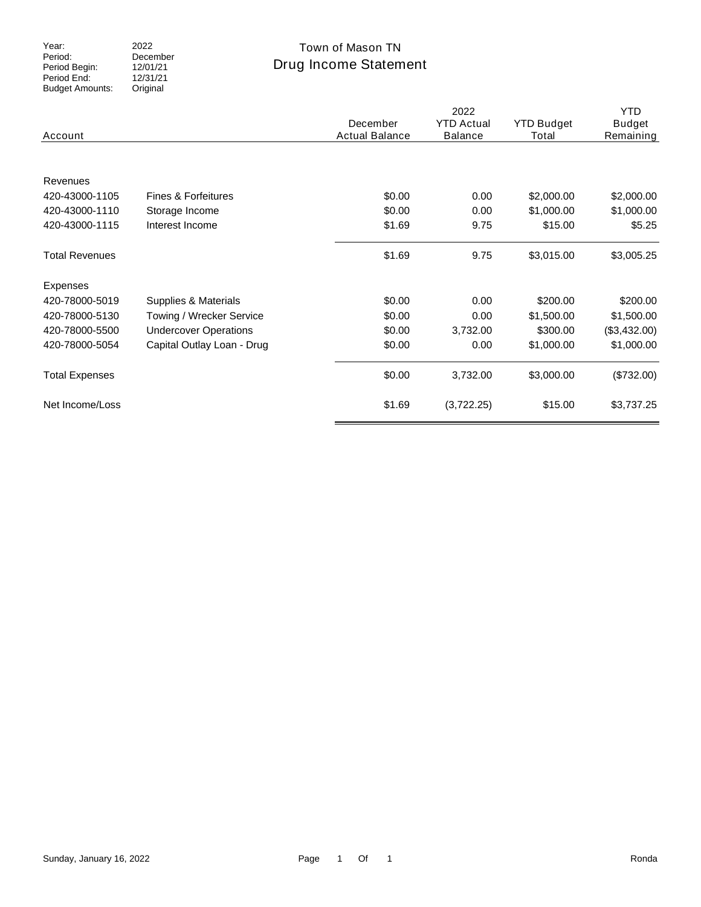Year: 2022
Period: December
Period Begin: 12/01/21
Period End: 12/31/21
Budget Amounts: Original

# Town of Mason TN

## Drug Income Statement

| Account | | December Actual Balance | 2022 YTD Actual Balance | YTD Budget Total | YTD Budget Remaining |
|---|---|---|---|---|---|
| Revenues | | | | | |
| 420-43000-1105 | Fines & Forfeitures | $0.00 | 0.00 | $2,000.00 | $2,000.00 |
| 420-43000-1110 | Storage Income | $0.00 | 0.00 | $1,000.00 | $1,000.00 |
| 420-43000-1115 | Interest Income | $1.69 | 9.75 | $15.00 | $5.25 |
| Total Revenues | | $1.69 | 9.75 | $3,015.00 | $3,005.25 |
| Expenses | | | | | |
| 420-78000-5019 | Supplies & Materials | $0.00 | 0.00 | $200.00 | $200.00 |
| 420-78000-5130 | Towing / Wrecker Service | $0.00 | 0.00 | $1,500.00 | $1,500.00 |
| 420-78000-5500 | Undercover Operations | $0.00 | 3,732.00 | $300.00 | ($3,432.00) |
| 420-78000-5054 | Capital Outlay Loan - Drug | $0.00 | 0.00 | $1,000.00 | $1,000.00 |
| Total Expenses | | $0.00 | 3,732.00 | $3,000.00 | ($732.00) |
| Net Income/Loss | | $1.69 | (3,722.25) | $15.00 | $3,737.25 |

Sunday, January 16, 2022 Ronda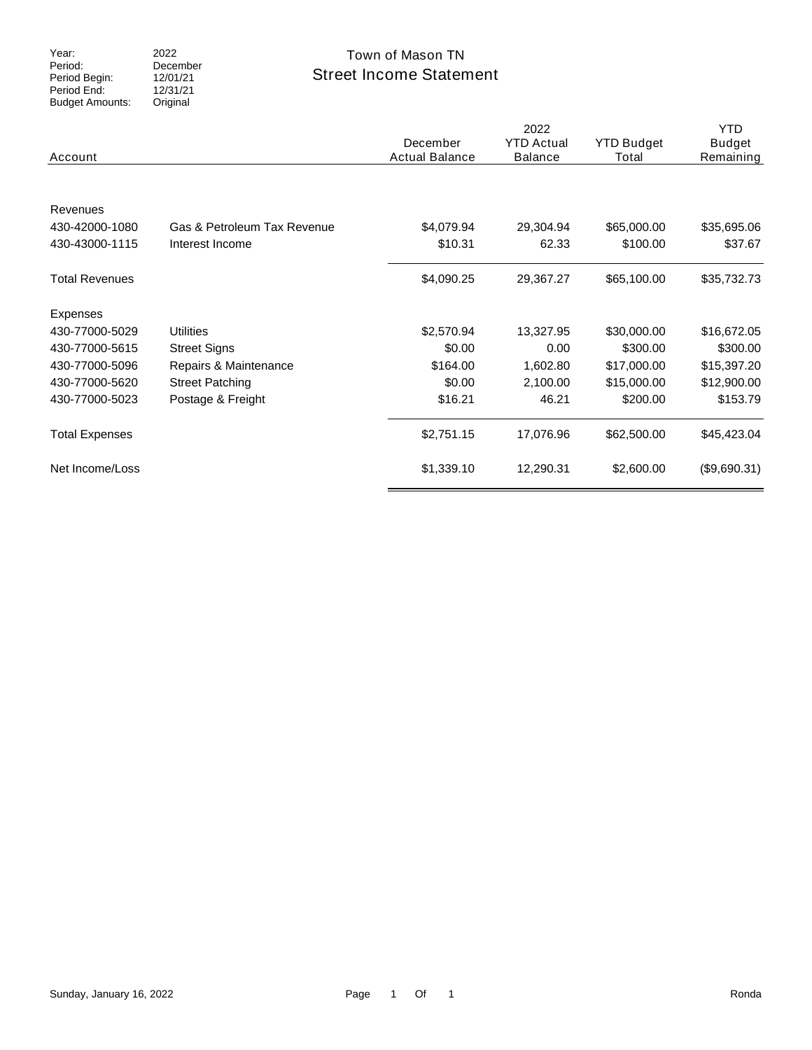Year: 2022
Period: December
Period Begin: 12/01/21
Period End: 12/31/21
Budget Amounts: Original

# Town of Mason TN
## Street Income Statement

| Account | | December Actual Balance | 2022 YTD Actual Balance | YTD Budget Total | YTD Budget Remaining |
|---|---|---|---|---|---|
| Revenues | | | | | |
| 430-42000-1080 | Gas & Petroleum Tax Revenue | $4,079.94 | 29,304.94 | $65,000.00 | $35,695.06 |
| 430-43000-1115 | Interest Income | $10.31 | 62.33 | $100.00 | $37.67 |
| Total Revenues | | $4,090.25 | 29,367.27 | $65,100.00 | $35,732.73 |
| Expenses | | | | | |
| 430-77000-5029 | Utilities | $2,570.94 | 13,327.95 | $30,000.00 | $16,672.05 |
| 430-77000-5615 | Street Signs | $0.00 | 0.00 | $300.00 | $300.00 |
| 430-77000-5096 | Repairs & Maintenance | $164.00 | 1,602.80 | $17,000.00 | $15,397.20 |
| 430-77000-5620 | Street Patching | $0.00 | 2,100.00 | $15,000.00 | $12,900.00 |
| 430-77000-5023 | Postage & Freight | $16.21 | 46.21 | $200.00 | $153.79 |
| Total Expenses | | $2,751.15 | 17,076.96 | $62,500.00 | $45,423.04 |
| Net Income/Loss | | $1,339.10 | 12,290.31 | $2,600.00 | ($9,690.31) |

Sunday, January 16, 2022 — Ronda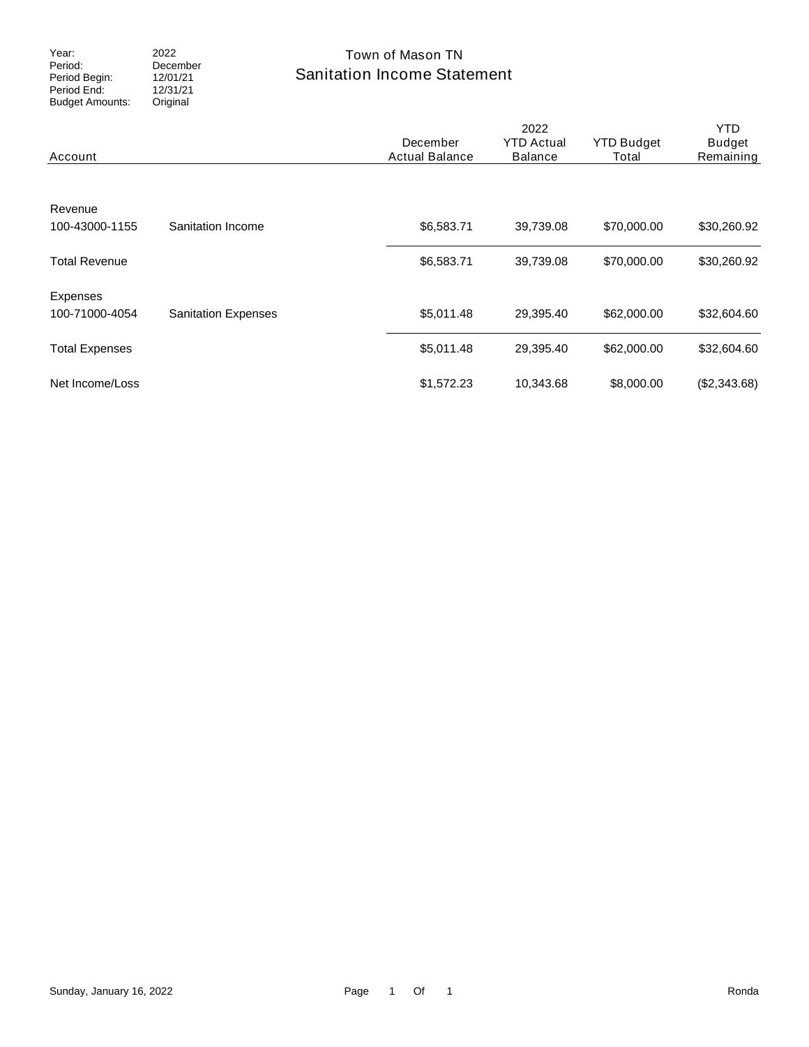| | |
|---|---|
| Year: | 2022 |
| Period: | December |
| Period Begin: | 12/01/21 |
| Period End: | 12/31/21 |
| Budget Amounts: | Original |

# Town of Mason TN

## Sanitation Income Statement

| Account | | December Actual Balance | 2022 YTD Actual Balance | YTD Budget Total | YTD Budget Remaining |
|---|---|---|---|---|---|
| Revenue | | | | | |
| 100-43000-1155 | Sanitation Income | $6,583.71 | 39,739.08 | $70,000.00 | $30,260.92 |
| Total Revenue | | $6,583.71 | 39,739.08 | $70,000.00 | $30,260.92 |
| Expenses | | | | | |
| 100-71000-4054 | Sanitation Expenses | $5,011.48 | 29,395.40 | $62,000.00 | $32,604.60 |
| Total Expenses | | $5,011.48 | 29,395.40 | $62,000.00 | $32,604.60 |
| Net Income/Loss | | $1,572.23 | 10,343.68 | $8,000.00 | ($2,343.68) |

Sunday, January 16, 2022 Ronda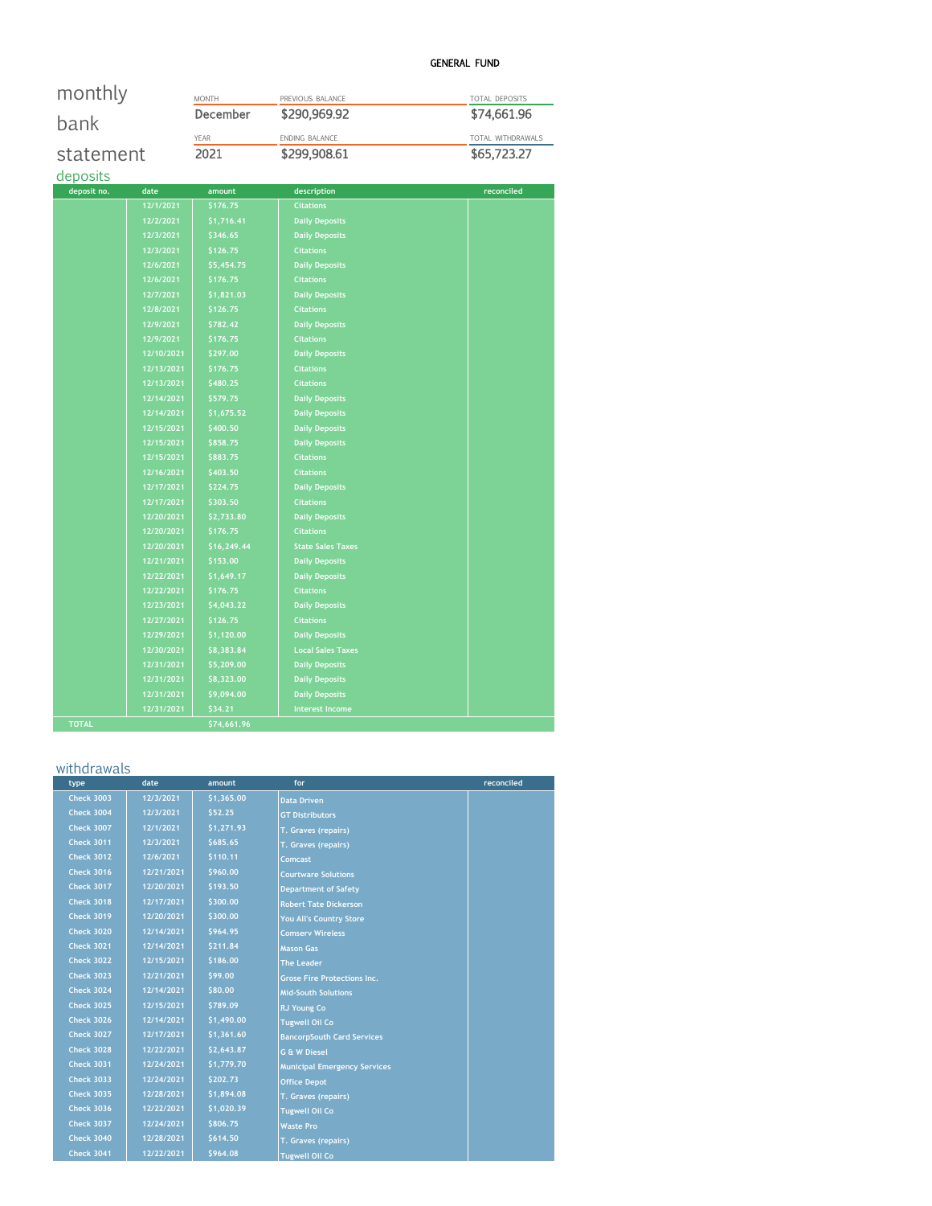GENERAL FUND

# monthly bank statement

| MONTH | PREVIOUS BALANCE | TOTAL DEPOSITS |
|---|---|---|
| December | $290,969.92 | $74,661.96 |
| **YEAR** | **ENDING BALANCE** | **TOTAL WITHDRAWALS** |
| 2021 | $299,908.61 | $65,723.27 |

## deposits

| deposit no. | date | amount | description | reconciled |
|---|---|---|---|---|
| | 12/1/2021 | $176.75 | Citations | |
| | 12/2/2021 | $1,716.41 | Daily Deposits | |
| | 12/3/2021 | $346.65 | Daily Deposits | |
| | 12/3/2021 | $126.75 | Citations | |
| | 12/6/2021 | $5,454.75 | Daily Deposits | |
| | 12/6/2021 | $176.75 | Citations | |
| | 12/7/2021 | $1,821.03 | Daily Deposits | |
| | 12/8/2021 | $126.75 | Citations | |
| | 12/9/2021 | $782.42 | Daily Deposits | |
| | 12/9/2021 | $176.75 | Citations | |
| | 12/10/2021 | $297.00 | Daily Deposits | |
| | 12/13/2021 | $176.75 | Citations | |
| | 12/13/2021 | $480.25 | Citations | |
| | 12/14/2021 | $579.75 | Daily Deposits | |
| | 12/14/2021 | $1,675.52 | Daily Deposits | |
| | 12/15/2021 | $400.50 | Daily Deposits | |
| | 12/15/2021 | $858.75 | Daily Deposits | |
| | 12/15/2021 | $883.75 | Citations | |
| | 12/16/2021 | $403.50 | Citations | |
| | 12/17/2021 | $224.75 | Daily Deposits | |
| | 12/17/2021 | $303.50 | Citations | |
| | 12/20/2021 | $2,733.80 | Daily Deposits | |
| | 12/20/2021 | $176.75 | Citations | |
| | 12/20/2021 | $16,249.44 | State Sales Taxes | |
| | 12/21/2021 | $153.00 | Daily Deposits | |
| | 12/22/2021 | $1,649.17 | Daily Deposits | |
| | 12/22/2021 | $176.75 | Citations | |
| | 12/23/2021 | $4,043.22 | Daily Deposits | |
| | 12/27/2021 | $126.75 | Citations | |
| | 12/29/2021 | $1,120.00 | Daily Deposits | |
| | 12/30/2021 | $8,383.84 | Local Sales Taxes | |
| | 12/31/2021 | $5,209.00 | Daily Deposits | |
| | 12/31/2021 | $8,323.00 | Daily Deposits | |
| | 12/31/2021 | $9,094.00 | Daily Deposits | |
| | 12/31/2021 | $34.21 | Interest Income | |
| TOTAL | | $74,661.96 | | |

## withdrawals

| type | date | amount | for | reconciled |
|---|---|---|---|---|
| Check 3003 | 12/3/2021 | $1,365.00 | Data Driven | |
| Check 3004 | 12/3/2021 | $52.25 | GT Distributors | |
| Check 3007 | 12/1/2021 | $1,271.93 | T. Graves (repairs) | |
| Check 3011 | 12/3/2021 | $685.65 | T. Graves (repairs) | |
| Check 3012 | 12/6/2021 | $110.11 | Comcast | |
| Check 3016 | 12/21/2021 | $960.00 | Courtware Solutions | |
| Check 3017 | 12/20/2021 | $193.50 | Department of Safety | |
| Check 3018 | 12/17/2021 | $300.00 | Robert Tate Dickerson | |
| Check 3019 | 12/20/2021 | $300.00 | You All's Country Store | |
| Check 3020 | 12/14/2021 | $964.95 | Comserv Wireless | |
| Check 3021 | 12/14/2021 | $211.84 | Mason Gas | |
| Check 3022 | 12/15/2021 | $186.00 | The Leader | |
| Check 3023 | 12/21/2021 | $99.00 | Grose Fire Protections Inc. | |
| Check 3024 | 12/14/2021 | $80.00 | Mid-South Solutions | |
| Check 3025 | 12/15/2021 | $789.09 | RJ Young Co | |
| Check 3026 | 12/14/2021 | $1,490.00 | Tugwell Oil Co | |
| Check 3027 | 12/17/2021 | $1,361.60 | BancorpSouth Card Services | |
| Check 3028 | 12/22/2021 | $2,643.87 | G & W Diesel | |
| Check 3031 | 12/24/2021 | $1,779.70 | Municipal Emergency Services | |
| Check 3033 | 12/24/2021 | $202.73 | Office Depot | |
| Check 3035 | 12/28/2021 | $1,894.08 | T. Graves (repairs) | |
| Check 3036 | 12/22/2021 | $1,020.39 | Tugwell Oil Co | |
| Check 3037 | 12/24/2021 | $806.75 | Waste Pro | |
| Check 3040 | 12/28/2021 | $614.50 | T. Graves (repairs) | |
| Check 3041 | 12/22/2021 | $964.08 | Tugwell Oil Co | |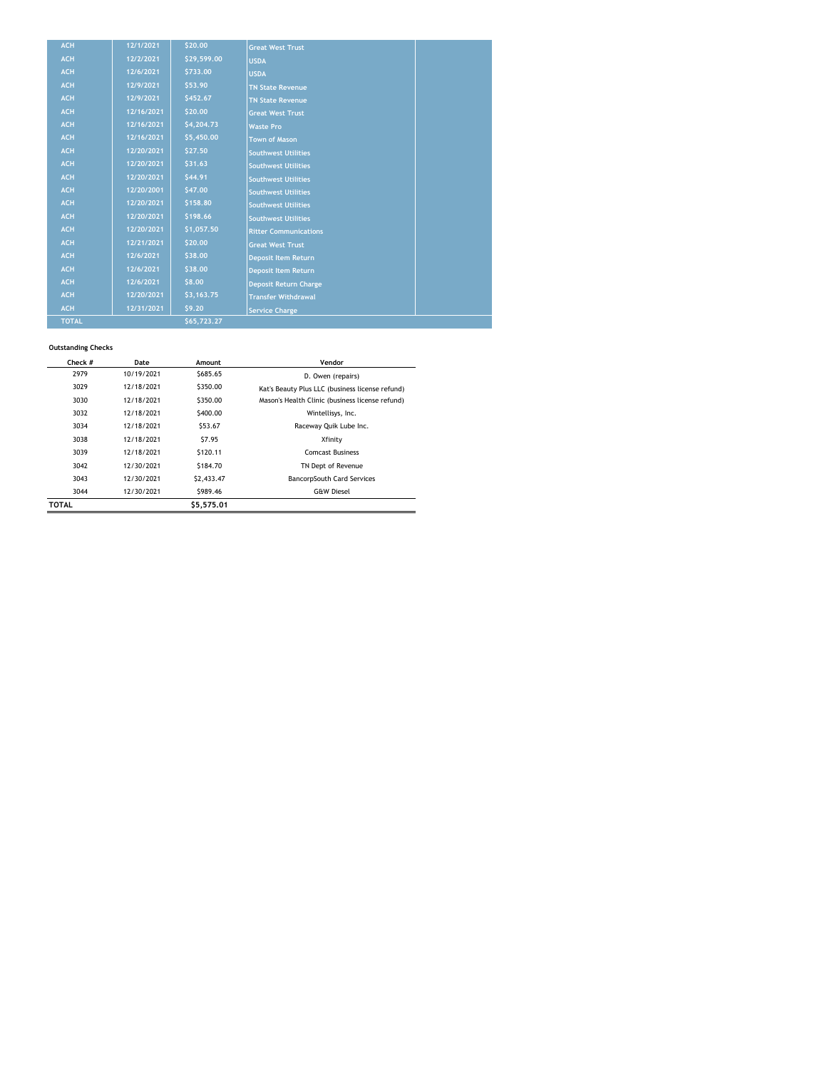| | | | | |
|---|---|---|---|---|
| ACH | 12/1/2021 | $20.00 | Great West Trust | |
| ACH | 12/2/2021 | $29,599.00 | USDA | |
| ACH | 12/6/2021 | $733.00 | USDA | |
| ACH | 12/9/2021 | $53.90 | TN State Revenue | |
| ACH | 12/9/2021 | $452.67 | TN State Revenue | |
| ACH | 12/16/2021 | $20.00 | Great West Trust | |
| ACH | 12/16/2021 | $4,204.73 | Waste Pro | |
| ACH | 12/16/2021 | $5,450.00 | Town of Mason | |
| ACH | 12/20/2021 | $27.50 | Southwest Utilities | |
| ACH | 12/20/2021 | $31.63 | Southwest Utilities | |
| ACH | 12/20/2021 | $44.91 | Southwest Utilities | |
| ACH | 12/20/2001 | $47.00 | Southwest Utilities | |
| ACH | 12/20/2021 | $158.80 | Southwest Utilities | |
| ACH | 12/20/2021 | $198.66 | Southwest Utilities | |
| ACH | 12/20/2021 | $1,057.50 | Ritter Communications | |
| ACH | 12/21/2021 | $20.00 | Great West Trust | |
| ACH | 12/6/2021 | $38.00 | Deposit Item Return | |
| ACH | 12/6/2021 | $38.00 | Deposit Item Return | |
| ACH | 12/6/2021 | $8.00 | Deposit Return Charge | |
| ACH | 12/20/2021 | $3,163.75 | Transfer Withdrawal | |
| ACH | 12/31/2021 | $9.20 | Service Charge | |
| TOTAL | | $65,723.27 | | |

**Outstanding Checks**

| Check # | Date | Amount | Vendor |
|---|---|---|---|
| 2979 | 10/19/2021 | $685.65 | D. Owen (repairs) |
| 3029 | 12/18/2021 | $350.00 | Kat's Beauty Plus LLC (business license refund) |
| 3030 | 12/18/2021 | $350.00 | Mason's Health Clinic (business license refund) |
| 3032 | 12/18/2021 | $400.00 | Wintellisys, Inc. |
| 3034 | 12/18/2021 | $53.67 | Raceway Quik Lube Inc. |
| 3038 | 12/18/2021 | $7.95 | Xfinity |
| 3039 | 12/18/2021 | $120.11 | Comcast Business |
| 3042 | 12/30/2021 | $184.70 | TN Dept of Revenue |
| 3043 | 12/30/2021 | $2,433.47 | BancorpSouth Card Services |
| 3044 | 12/30/2021 | $989.46 | G&W Diesel |
| **TOTAL** | | **$5,575.01** | |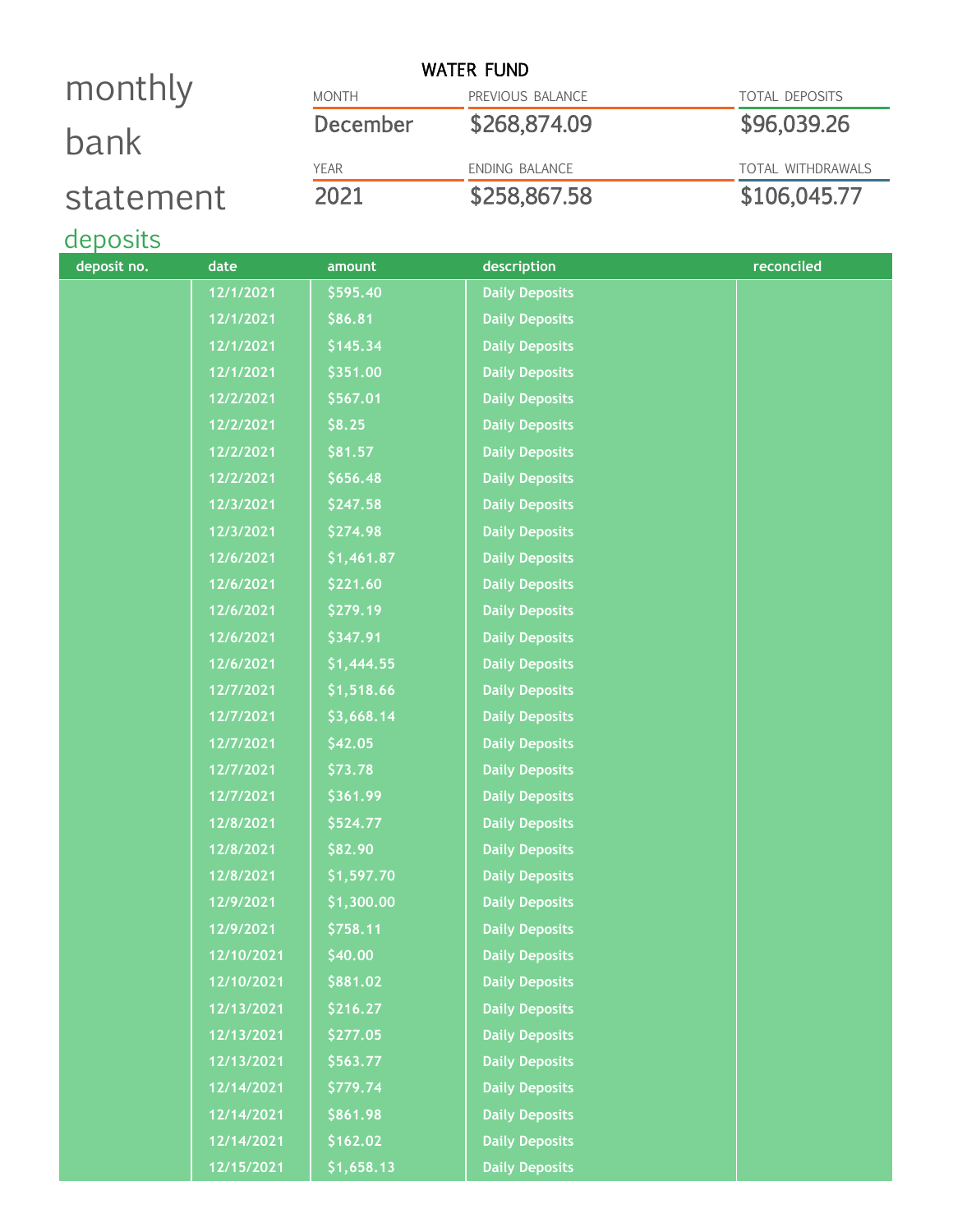# monthly bank statement

## WATER FUND

| MONTH | PREVIOUS BALANCE | TOTAL DEPOSITS |
|---|---|---|
| December | $268,874.09 | $96,039.26 |
| **YEAR** | **ENDING BALANCE** | **TOTAL WITHDRAWALS** |
| 2021 | $258,867.58 | $106,045.77 |

## deposits

| deposit no. | date | amount | description | reconciled |
|---|---|---|---|---|
| | 12/1/2021 | $595.40 | Daily Deposits | |
| | 12/1/2021 | $86.81 | Daily Deposits | |
| | 12/1/2021 | $145.34 | Daily Deposits | |
| | 12/1/2021 | $351.00 | Daily Deposits | |
| | 12/2/2021 | $567.01 | Daily Deposits | |
| | 12/2/2021 | $8.25 | Daily Deposits | |
| | 12/2/2021 | $81.57 | Daily Deposits | |
| | 12/2/2021 | $656.48 | Daily Deposits | |
| | 12/3/2021 | $247.58 | Daily Deposits | |
| | 12/3/2021 | $274.98 | Daily Deposits | |
| | 12/6/2021 | $1,461.87 | Daily Deposits | |
| | 12/6/2021 | $221.60 | Daily Deposits | |
| | 12/6/2021 | $279.19 | Daily Deposits | |
| | 12/6/2021 | $347.91 | Daily Deposits | |
| | 12/6/2021 | $1,444.55 | Daily Deposits | |
| | 12/7/2021 | $1,518.66 | Daily Deposits | |
| | 12/7/2021 | $3,668.14 | Daily Deposits | |
| | 12/7/2021 | $42.05 | Daily Deposits | |
| | 12/7/2021 | $73.78 | Daily Deposits | |
| | 12/7/2021 | $361.99 | Daily Deposits | |
| | 12/8/2021 | $524.77 | Daily Deposits | |
| | 12/8/2021 | $82.90 | Daily Deposits | |
| | 12/8/2021 | $1,597.70 | Daily Deposits | |
| | 12/9/2021 | $1,300.00 | Daily Deposits | |
| | 12/9/2021 | $758.11 | Daily Deposits | |
| | 12/10/2021 | $40.00 | Daily Deposits | |
| | 12/10/2021 | $881.02 | Daily Deposits | |
| | 12/13/2021 | $216.27 | Daily Deposits | |
| | 12/13/2021 | $277.05 | Daily Deposits | |
| | 12/13/2021 | $563.77 | Daily Deposits | |
| | 12/14/2021 | $779.74 | Daily Deposits | |
| | 12/14/2021 | $861.98 | Daily Deposits | |
| | 12/14/2021 | $162.02 | Daily Deposits | |
| | 12/15/2021 | $1,658.13 | Daily Deposits | |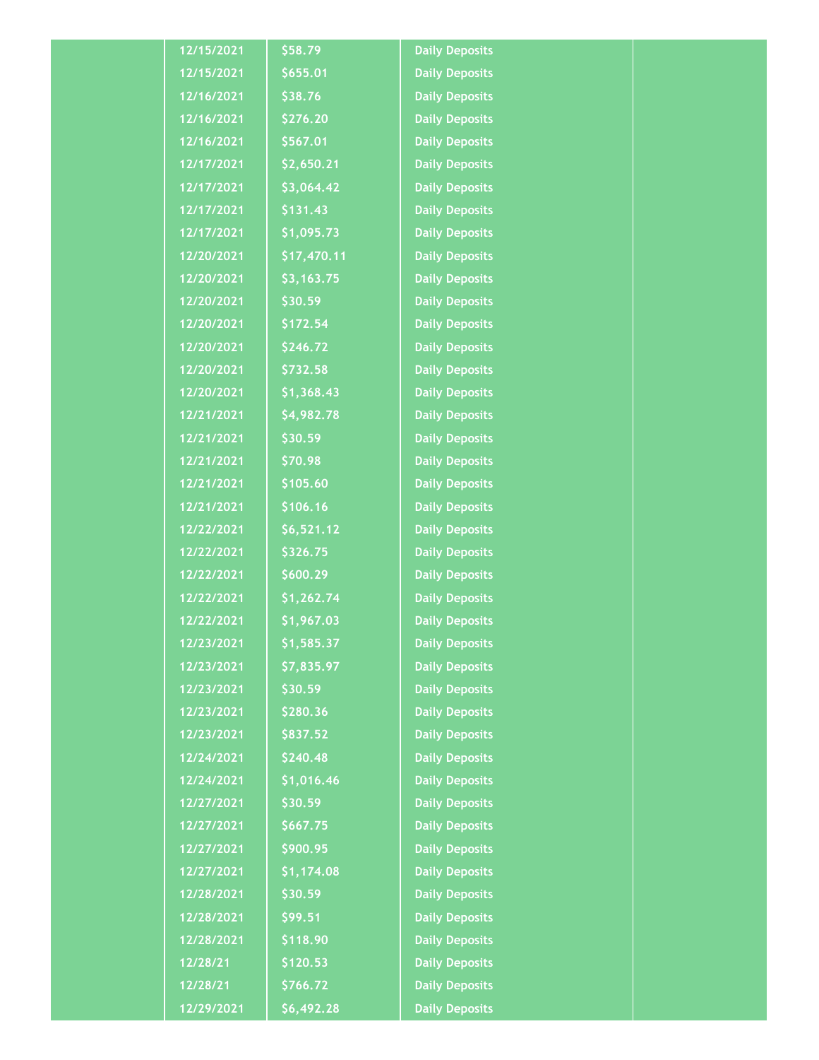| | | | | |
|---|---|---|---|---|
| | 12/15/2021 | $58.79 | Daily Deposits | |
| | 12/15/2021 | $655.01 | Daily Deposits | |
| | 12/16/2021 | $38.76 | Daily Deposits | |
| | 12/16/2021 | $276.20 | Daily Deposits | |
| | 12/16/2021 | $567.01 | Daily Deposits | |
| | 12/17/2021 | $2,650.21 | Daily Deposits | |
| | 12/17/2021 | $3,064.42 | Daily Deposits | |
| | 12/17/2021 | $131.43 | Daily Deposits | |
| | 12/17/2021 | $1,095.73 | Daily Deposits | |
| | 12/20/2021 | $17,470.11 | Daily Deposits | |
| | 12/20/2021 | $3,163.75 | Daily Deposits | |
| | 12/20/2021 | $30.59 | Daily Deposits | |
| | 12/20/2021 | $172.54 | Daily Deposits | |
| | 12/20/2021 | $246.72 | Daily Deposits | |
| | 12/20/2021 | $732.58 | Daily Deposits | |
| | 12/20/2021 | $1,368.43 | Daily Deposits | |
| | 12/21/2021 | $4,982.78 | Daily Deposits | |
| | 12/21/2021 | $30.59 | Daily Deposits | |
| | 12/21/2021 | $70.98 | Daily Deposits | |
| | 12/21/2021 | $105.60 | Daily Deposits | |
| | 12/21/2021 | $106.16 | Daily Deposits | |
| | 12/22/2021 | $6,521.12 | Daily Deposits | |
| | 12/22/2021 | $326.75 | Daily Deposits | |
| | 12/22/2021 | $600.29 | Daily Deposits | |
| | 12/22/2021 | $1,262.74 | Daily Deposits | |
| | 12/22/2021 | $1,967.03 | Daily Deposits | |
| | 12/23/2021 | $1,585.37 | Daily Deposits | |
| | 12/23/2021 | $7,835.97 | Daily Deposits | |
| | 12/23/2021 | $30.59 | Daily Deposits | |
| | 12/23/2021 | $280.36 | Daily Deposits | |
| | 12/23/2021 | $837.52 | Daily Deposits | |
| | 12/24/2021 | $240.48 | Daily Deposits | |
| | 12/24/2021 | $1,016.46 | Daily Deposits | |
| | 12/27/2021 | $30.59 | Daily Deposits | |
| | 12/27/2021 | $667.75 | Daily Deposits | |
| | 12/27/2021 | $900.95 | Daily Deposits | |
| | 12/27/2021 | $1,174.08 | Daily Deposits | |
| | 12/28/2021 | $30.59 | Daily Deposits | |
| | 12/28/2021 | $99.51 | Daily Deposits | |
| | 12/28/2021 | $118.90 | Daily Deposits | |
| | 12/28/21 | $120.53 | Daily Deposits | |
| | 12/28/21 | $766.72 | Daily Deposits | |
| | 12/29/2021 | $6,492.28 | Daily Deposits | |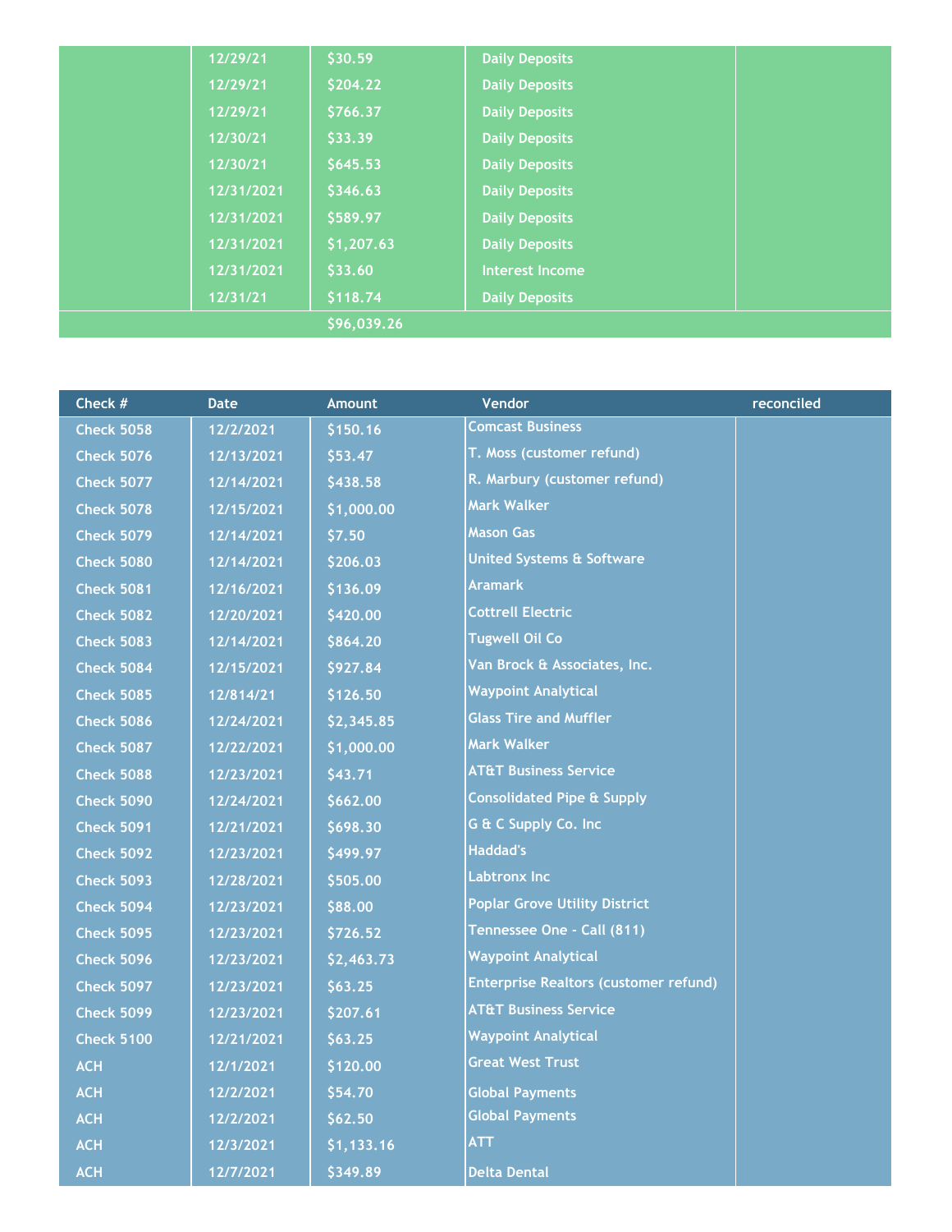| | | | | |
|---|---|---|---|---|
| | 12/29/21 | $30.59 | Daily Deposits | |
| | 12/29/21 | $204.22 | Daily Deposits | |
| | 12/29/21 | $766.37 | Daily Deposits | |
| | 12/30/21 | $33.39 | Daily Deposits | |
| | 12/30/21 | $645.53 | Daily Deposits | |
| | 12/31/2021 | $346.63 | Daily Deposits | |
| | 12/31/2021 | $589.97 | Daily Deposits | |
| | 12/31/2021 | $1,207.63 | Daily Deposits | |
| | 12/31/2021 | $33.60 | Interest Income | |
| | 12/31/21 | $118.74 | Daily Deposits | |
| | | $96,039.26 | | |

| Check # | Date | Amount | Vendor | reconciled |
|---|---|---|---|---|
| Check 5058 | 12/2/2021 | $150.16 | Comcast Business | |
| Check 5076 | 12/13/2021 | $53.47 | T. Moss (customer refund) | |
| Check 5077 | 12/14/2021 | $438.58 | R. Marbury (customer refund) | |
| Check 5078 | 12/15/2021 | $1,000.00 | Mark Walker | |
| Check 5079 | 12/14/2021 | $7.50 | Mason Gas | |
| Check 5080 | 12/14/2021 | $206.03 | United Systems & Software | |
| Check 5081 | 12/16/2021 | $136.09 | Aramark | |
| Check 5082 | 12/20/2021 | $420.00 | Cottrell Electric | |
| Check 5083 | 12/14/2021 | $864.20 | Tugwell Oil Co | |
| Check 5084 | 12/15/2021 | $927.84 | Van Brock & Associates, Inc. | |
| Check 5085 | 12/814/21 | $126.50 | Waypoint Analytical | |
| Check 5086 | 12/24/2021 | $2,345.85 | Glass Tire and Muffler | |
| Check 5087 | 12/22/2021 | $1,000.00 | Mark Walker | |
| Check 5088 | 12/23/2021 | $43.71 | AT&T Business Service | |
| Check 5090 | 12/24/2021 | $662.00 | Consolidated Pipe & Supply | |
| Check 5091 | 12/21/2021 | $698.30 | G & C Supply Co. Inc | |
| Check 5092 | 12/23/2021 | $499.97 | Haddad's | |
| Check 5093 | 12/28/2021 | $505.00 | Labtronx Inc | |
| Check 5094 | 12/23/2021 | $88.00 | Poplar Grove Utility District | |
| Check 5095 | 12/23/2021 | $726.52 | Tennessee One - Call (811) | |
| Check 5096 | 12/23/2021 | $2,463.73 | Waypoint Analytical | |
| Check 5097 | 12/23/2021 | $63.25 | Enterprise Realtors (customer refund) | |
| Check 5099 | 12/23/2021 | $207.61 | AT&T Business Service | |
| Check 5100 | 12/21/2021 | $63.25 | Waypoint Analytical | |
| ACH | 12/1/2021 | $120.00 | Great West Trust | |
| ACH | 12/2/2021 | $54.70 | Global Payments | |
| ACH | 12/2/2021 | $62.50 | Global Payments | |
| ACH | 12/3/2021 | $1,133.16 | ATT | |
| ACH | 12/7/2021 | $349.89 | Delta Dental | |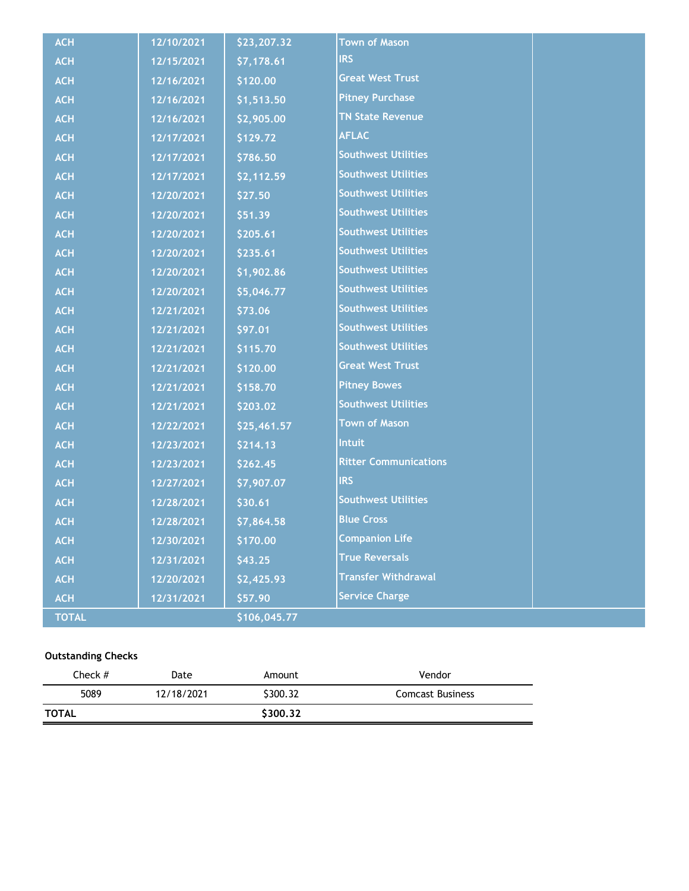| | | | | |
|---|---|---|---|---|
| ACH | 12/10/2021 | $23,207.32 | Town of Mason | |
| ACH | 12/15/2021 | $7,178.61 | IRS | |
| ACH | 12/16/2021 | $120.00 | Great West Trust | |
| ACH | 12/16/2021 | $1,513.50 | Pitney Purchase | |
| ACH | 12/16/2021 | $2,905.00 | TN State Revenue | |
| ACH | 12/17/2021 | $129.72 | AFLAC | |
| ACH | 12/17/2021 | $786.50 | Southwest Utilities | |
| ACH | 12/17/2021 | $2,112.59 | Southwest Utilities | |
| ACH | 12/20/2021 | $27.50 | Southwest Utilities | |
| ACH | 12/20/2021 | $51.39 | Southwest Utilities | |
| ACH | 12/20/2021 | $205.61 | Southwest Utilities | |
| ACH | 12/20/2021 | $235.61 | Southwest Utilities | |
| ACH | 12/20/2021 | $1,902.86 | Southwest Utilities | |
| ACH | 12/20/2021 | $5,046.77 | Southwest Utilities | |
| ACH | 12/21/2021 | $73.06 | Southwest Utilities | |
| ACH | 12/21/2021 | $97.01 | Southwest Utilities | |
| ACH | 12/21/2021 | $115.70 | Southwest Utilities | |
| ACH | 12/21/2021 | $120.00 | Great West Trust | |
| ACH | 12/21/2021 | $158.70 | Pitney Bowes | |
| ACH | 12/21/2021 | $203.02 | Southwest Utilities | |
| ACH | 12/22/2021 | $25,461.57 | Town of Mason | |
| ACH | 12/23/2021 | $214.13 | Intuit | |
| ACH | 12/23/2021 | $262.45 | Ritter Communications | |
| ACH | 12/27/2021 | $7,907.07 | IRS | |
| ACH | 12/28/2021 | $30.61 | Southwest Utilities | |
| ACH | 12/28/2021 | $7,864.58 | Blue Cross | |
| ACH | 12/30/2021 | $170.00 | Companion Life | |
| ACH | 12/31/2021 | $43.25 | True Reversals | |
| ACH | 12/20/2021 | $2,425.93 | Transfer Withdrawal | |
| ACH | 12/31/2021 | $57.90 | Service Charge | |
| **TOTAL** | | $106,045.77 | | |

**Outstanding Checks**

| Check # | Date | Amount | Vendor |
|---|---|---|---|
| 5089 | 12/18/2021 | $300.32 | Comcast Business |
| **TOTAL** | | **$300.32** | |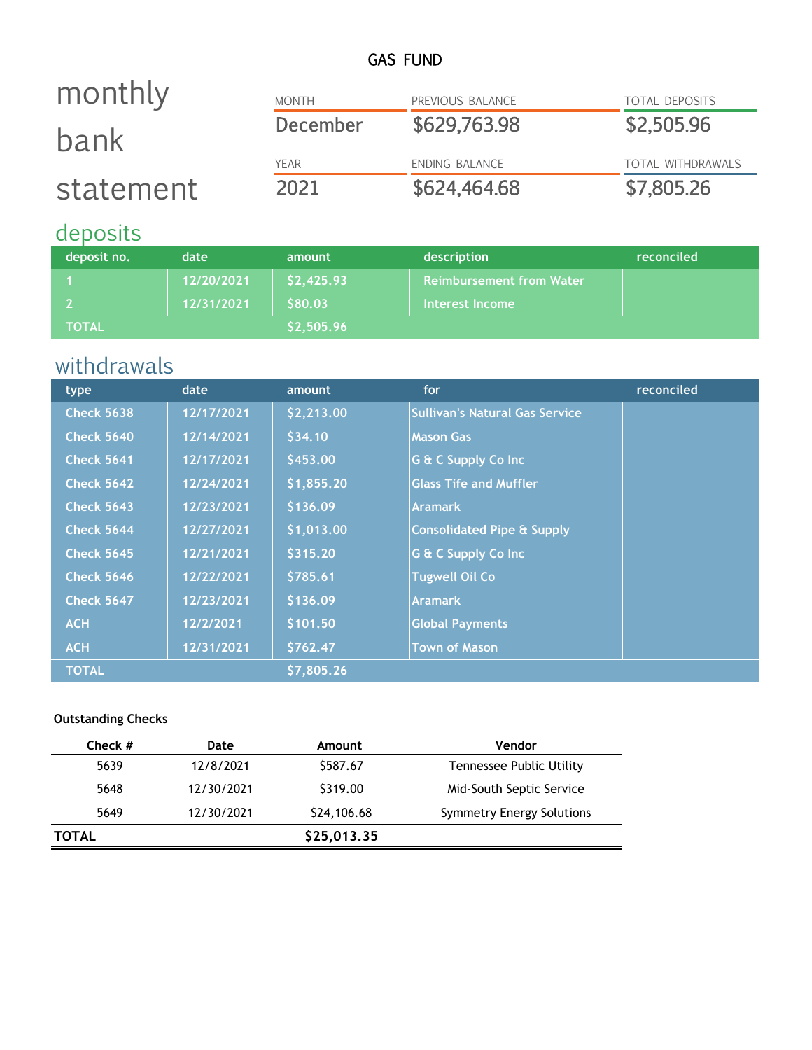# GAS FUND

## monthly bank statement

| MONTH | PREVIOUS BALANCE | TOTAL DEPOSITS |
|---|---|---|
| December | $629,763.98 | $2,505.96 |

| YEAR | ENDING BALANCE | TOTAL WITHDRAWALS |
|---|---|---|
| 2021 | $624,464.68 | $7,805.26 |

## deposits

| deposit no. | date | amount | description | reconciled |
|---|---|---|---|---|
| 1 | 12/20/2021 | $2,425.93 | Reimbursement from Water | |
| 2 | 12/31/2021 | $80.03 | Interest Income | |
| TOTAL | | $2,505.96 | | |

## withdrawals

| type | date | amount | for | reconciled |
|---|---|---|---|---|
| Check 5638 | 12/17/2021 | $2,213.00 | Sullivan's Natural Gas Service | |
| Check 5640 | 12/14/2021 | $34.10 | Mason Gas | |
| Check 5641 | 12/17/2021 | $453.00 | G & C Supply Co Inc | |
| Check 5642 | 12/24/2021 | $1,855.20 | Glass Tife and Muffler | |
| Check 5643 | 12/23/2021 | $136.09 | Aramark | |
| Check 5644 | 12/27/2021 | $1,013.00 | Consolidated Pipe & Supply | |
| Check 5645 | 12/21/2021 | $315.20 | G & C Supply Co Inc | |
| Check 5646 | 12/22/2021 | $785.61 | Tugwell Oil Co | |
| Check 5647 | 12/23/2021 | $136.09 | Aramark | |
| ACH | 12/2/2021 | $101.50 | Global Payments | |
| ACH | 12/31/2021 | $762.47 | Town of Mason | |
| TOTAL | | $7,805.26 | | |

**Outstanding Checks**

| Check # | Date | Amount | Vendor |
|---|---|---|---|
| 5639 | 12/8/2021 | $587.67 | Tennessee Public Utility |
| 5648 | 12/30/2021 | $319.00 | Mid-South Septic Service |
| 5649 | 12/30/2021 | $24,106.68 | Symmetry Energy Solutions |
| **TOTAL** | | **$25,013.35** | |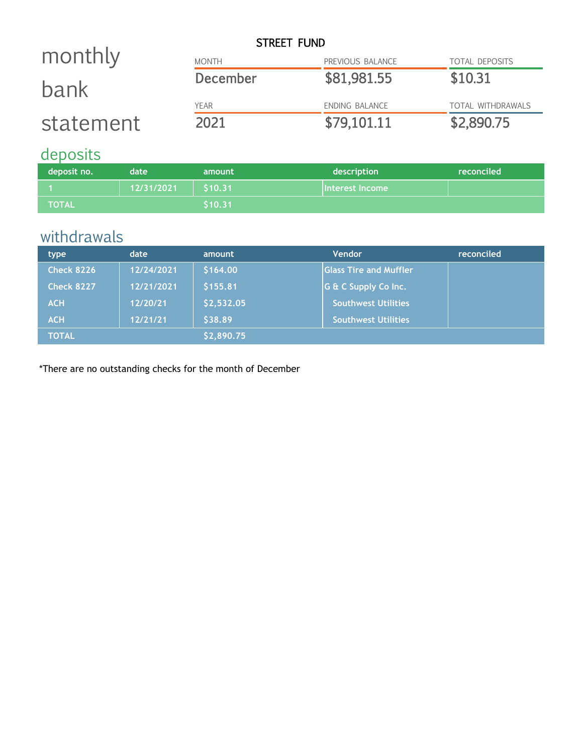## STREET FUND

# monthly bank statement

| MONTH | PREVIOUS BALANCE | TOTAL DEPOSITS |
|---|---|---|
| December | $81,981.55 | $10.31 |

| YEAR | ENDING BALANCE | TOTAL WITHDRAWALS |
|---|---|---|
| 2021 | $79,101.11 | $2,890.75 |

## deposits

| deposit no. | date | amount | description | reconciled |
|---|---|---|---|---|
| 1 | 12/31/2021 | $10.31 | Interest Income | |
| TOTAL | | $10.31 | | |

## withdrawals

| type | date | amount | Vendor | reconciled |
|---|---|---|---|---|
| Check 8226 | 12/24/2021 | $164.00 | Glass Tire and Muffler | |
| Check 8227 | 12/21/2021 | $155.81 | G & C Supply Co Inc. | |
| ACH | 12/20/21 | $2,532.05 | Southwest Utilities | |
| ACH | 12/21/21 | $38.89 | Southwest Utilities | |
| TOTAL | | $2,890.75 | | |

*There are no outstanding checks for the month of December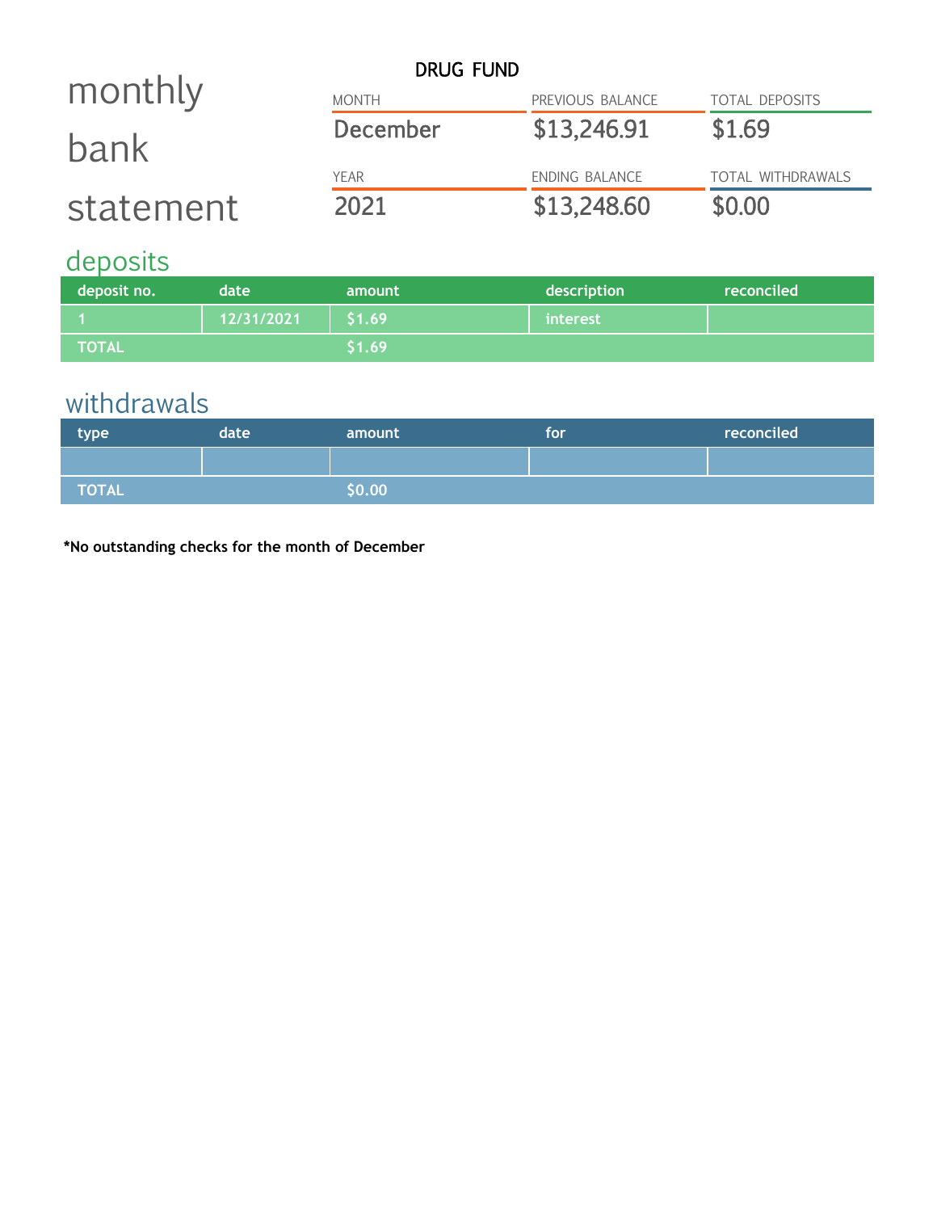# monthly bank statement

## DRUG FUND

| MONTH | PREVIOUS BALANCE | TOTAL DEPOSITS |
|---|---|---|
| December | $13,246.91 | $1.69 |
| **YEAR** | **ENDING BALANCE** | **TOTAL WITHDRAWALS** |
| 2021 | $13,248.60 | $0.00 |

## deposits

| deposit no. | date | amount | description | reconciled |
|---|---|---|---|---|
| 1 | 12/31/2021 | $1.69 | interest | |
| TOTAL | | $1.69 | | |

## withdrawals

| type | date | amount | for | reconciled |
|---|---|---|---|---|
| | | | | |
| TOTAL | | $0.00 | | |

**\*No outstanding checks for the month of December**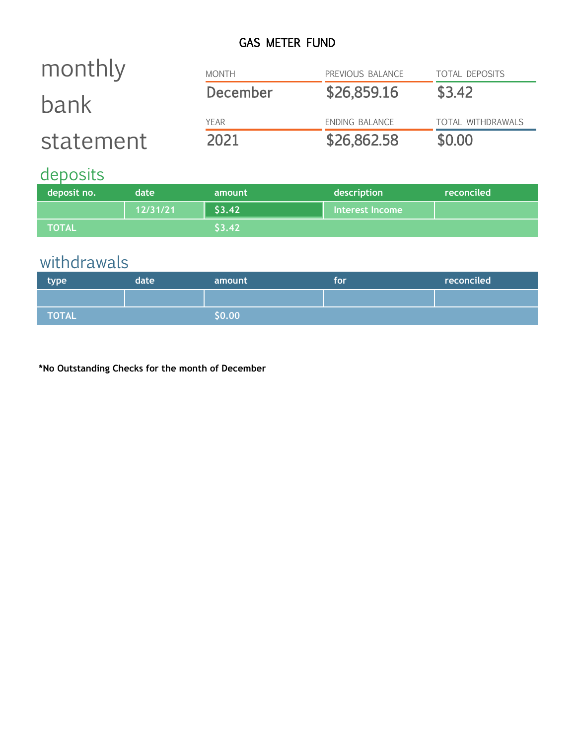# GAS METER FUND

## monthly bank statement

| MONTH | PREVIOUS BALANCE | TOTAL DEPOSITS |
|---|---|---|
| December | $26,859.16 | $3.42 |

| YEAR | ENDING BALANCE | TOTAL WITHDRAWALS |
|---|---|---|
| 2021 | $26,862.58 | $0.00 |

## deposits

| deposit no. | date | amount | description | reconciled |
|---|---|---|---|---|
| | 12/31/21 | $3.42 | Interest Income | |
| TOTAL | | $3.42 | | |

## withdrawals

| type | date | amount | for | reconciled |
|---|---|---|---|---|
| | | | | |
| TOTAL | | $0.00 | | |

**\*No Outstanding Checks for the month of December**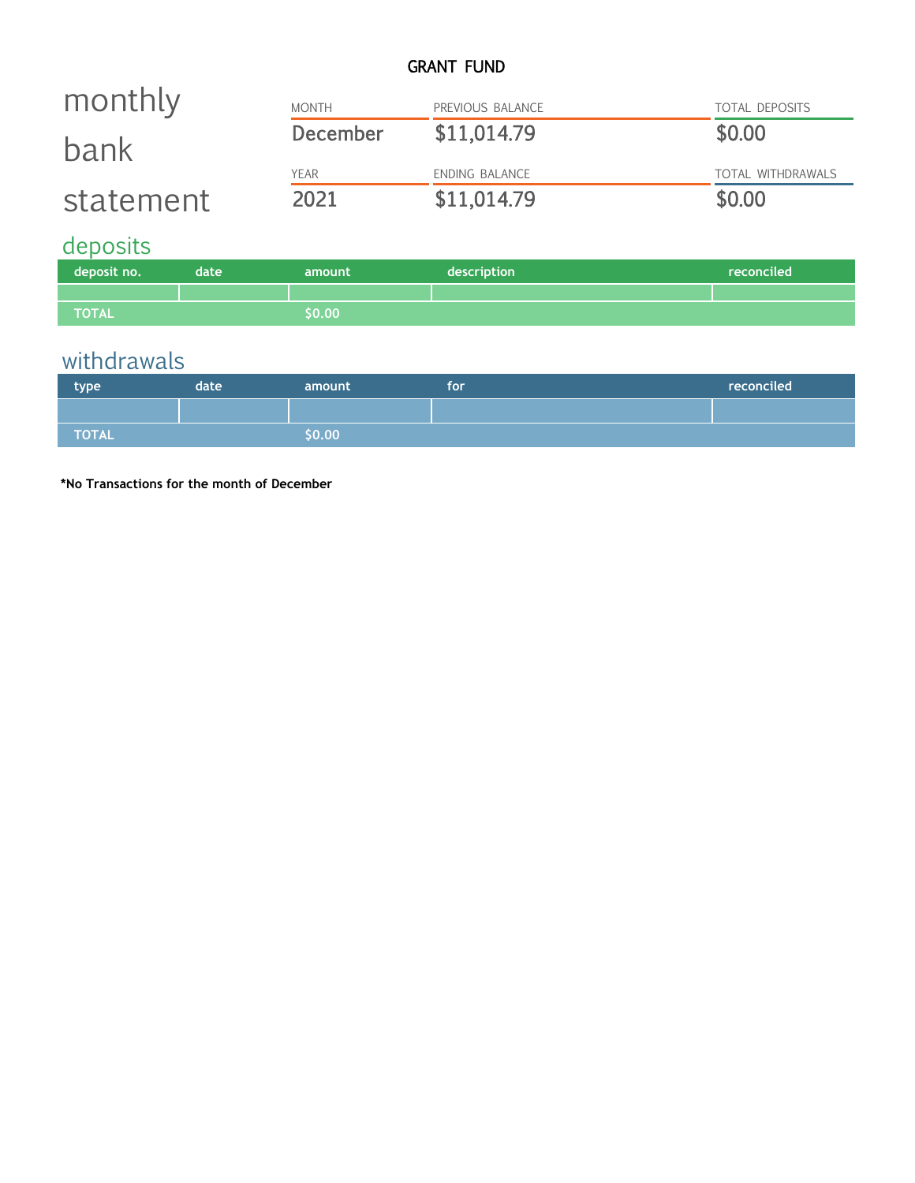GRANT FUND

# monthly bank statement

| MONTH | PREVIOUS BALANCE | TOTAL DEPOSITS |
|---|---|---|
| December | $11,014.79 | $0.00 |

| YEAR | ENDING BALANCE | TOTAL WITHDRAWALS |
|---|---|---|
| 2021 | $11,014.79 | $0.00 |

## deposits

| deposit no. | date | amount | description | reconciled |
|---|---|---|---|---|
| | | | | |
| TOTAL | | $0.00 | | |

## withdrawals

| type | date | amount | for | reconciled |
|---|---|---|---|---|
| | | | | |
| TOTAL | | $0.00 | | |

**\*No Transactions for the month of December**